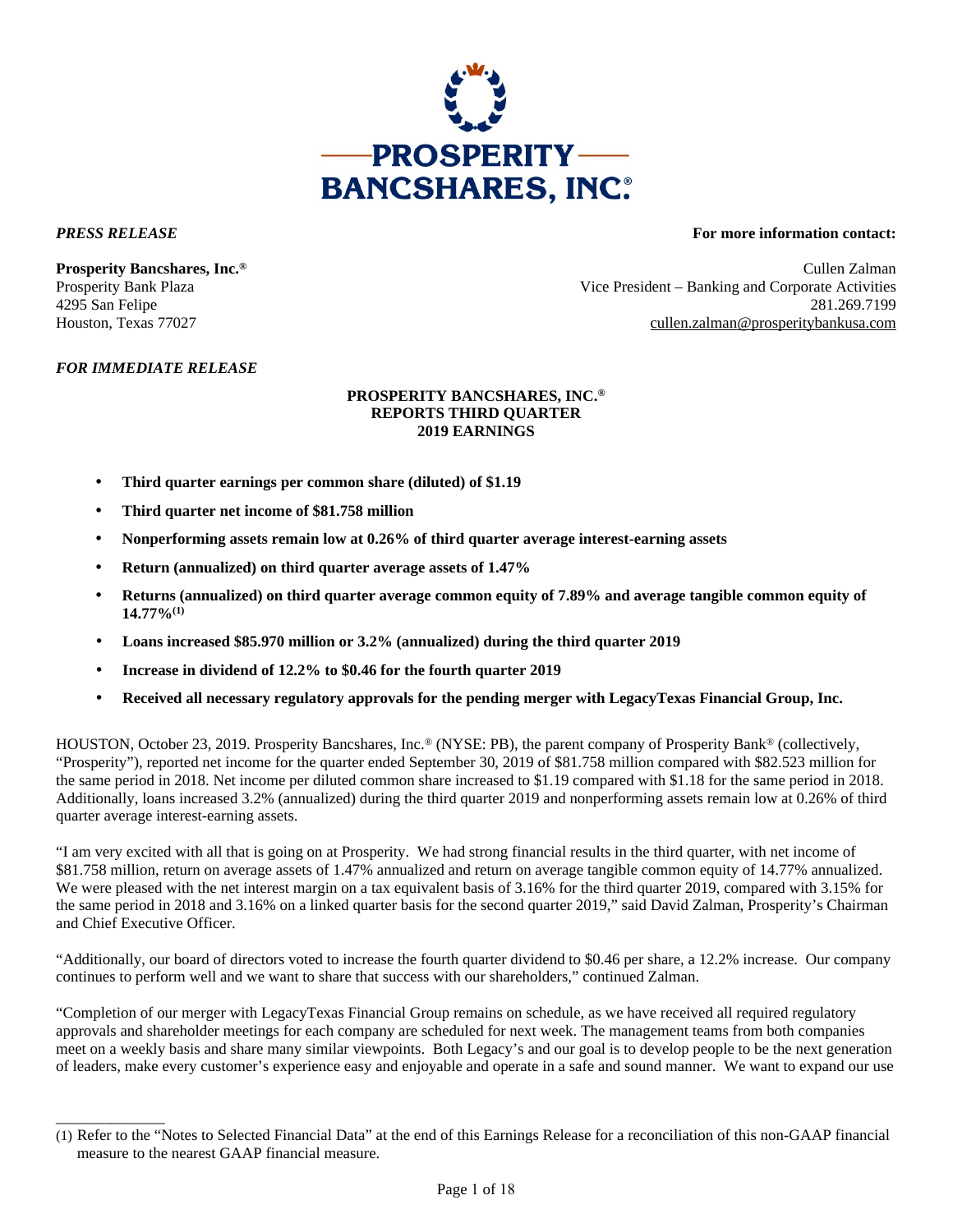**PROSPERITY BANCSHARES, INC.®**

*PRESS RELEASE*

**For more information contact:**

**Prosperity Bancshares, Inc.®**
Prosperity Bank Plaza
4295 San Felipe
Houston, Texas 77027

Cullen Zalman
Vice President – Banking and Corporate Activities
281.269.7199
cullen.zalman@prosperitybankusa.com

*FOR IMMEDIATE RELEASE*

**PROSPERITY BANCSHARES, INC.®**
**REPORTS THIRD QUARTER**
**2019 EARNINGS**

- **Third quarter earnings per common share (diluted) of $1.19**
- **Third quarter net income of $81.758 million**
- **Nonperforming assets remain low at 0.26% of third quarter average interest-earning assets**
- **Return (annualized) on third quarter average assets of 1.47%**
- **Returns (annualized) on third quarter average common equity of 7.89% and average tangible common equity of 14.77%[(1)]**
- **Loans increased $85.970 million or 3.2% (annualized) during the third quarter 2019**
- **Increase in dividend of 12.2% to $0.46 for the fourth quarter 2019**
- **Received all necessary regulatory approvals for the pending merger with LegacyTexas Financial Group, Inc.**

HOUSTON, October 23, 2019. Prosperity Bancshares, Inc.® (NYSE: PB), the parent company of Prosperity Bank® (collectively, "Prosperity"), reported net income for the quarter ended September 30, 2019 of $81.758 million compared with $82.523 million for the same period in 2018. Net income per diluted common share increased to $1.19 compared with $1.18 for the same period in 2018. Additionally, loans increased 3.2% (annualized) during the third quarter 2019 and nonperforming assets remain low at 0.26% of third quarter average interest-earning assets.

"I am very excited with all that is going on at Prosperity. We had strong financial results in the third quarter, with net income of $81.758 million, return on average assets of 1.47% annualized and return on average tangible common equity of 14.77% annualized. We were pleased with the net interest margin on a tax equivalent basis of 3.16% for the third quarter 2019, compared with 3.15% for the same period in 2018 and 3.16% on a linked quarter basis for the second quarter 2019," said David Zalman, Prosperity's Chairman and Chief Executive Officer.

"Additionally, our board of directors voted to increase the fourth quarter dividend to $0.46 per share, a 12.2% increase. Our company continues to perform well and we want to share that success with our shareholders," continued Zalman.

"Completion of our merger with LegacyTexas Financial Group remains on schedule, as we have received all required regulatory approvals and shareholder meetings for each company are scheduled for next week. The management teams from both companies meet on a weekly basis and share many similar viewpoints. Both Legacy's and our goal is to develop people to be the next generation of leaders, make every customer's experience easy and enjoyable and operate in a safe and sound manner. We want to expand our use

---

(1) Refer to the "Notes to Selected Financial Data" at the end of this Earnings Release for a reconciliation of this non-GAAP financial measure to the nearest GAAP financial measure.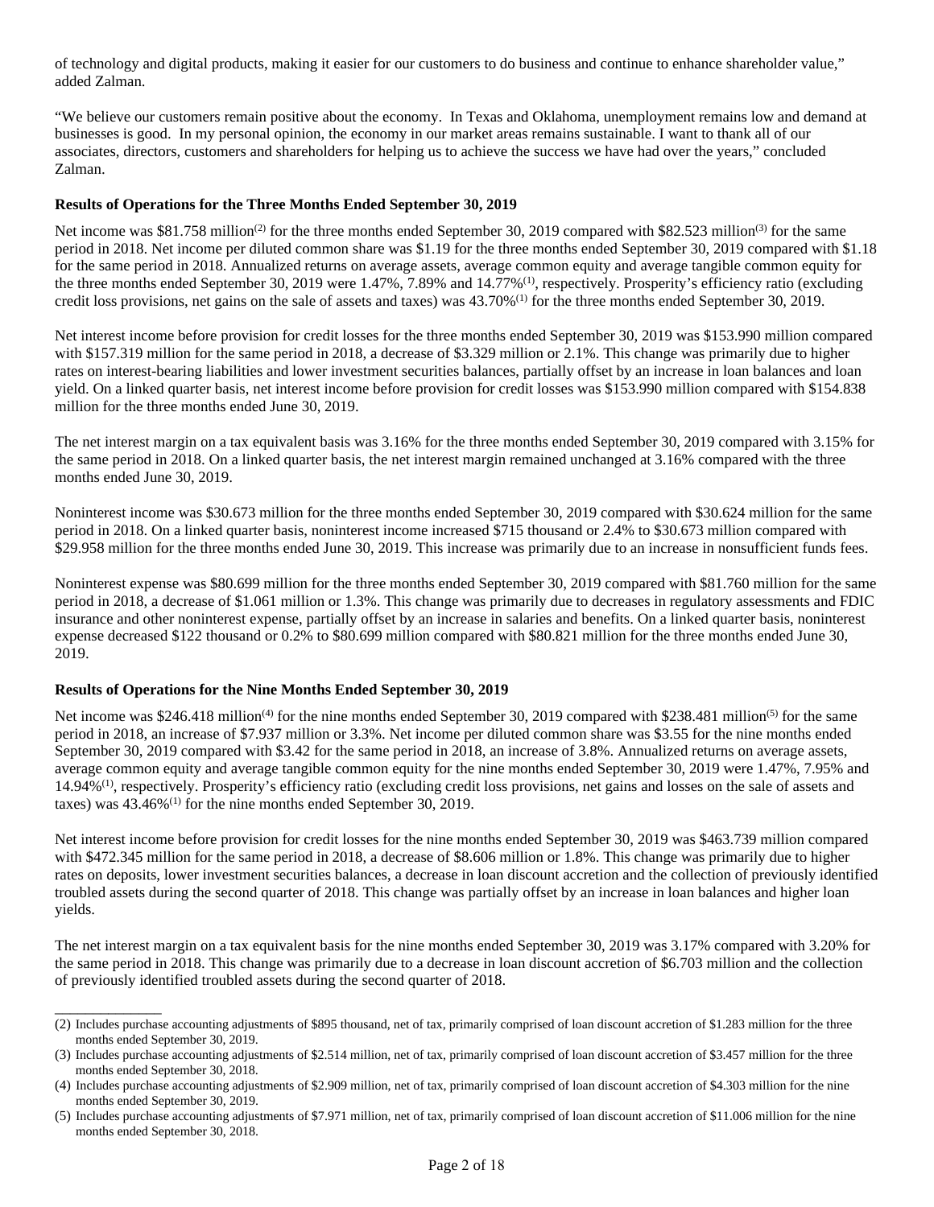of technology and digital products, making it easier for our customers to do business and continue to enhance shareholder value," added Zalman.

"We believe our customers remain positive about the economy. In Texas and Oklahoma, unemployment remains low and demand at businesses is good. In my personal opinion, the economy in our market areas remains sustainable. I want to thank all of our associates, directors, customers and shareholders for helping us to achieve the success we have had over the years," concluded Zalman.

**Results of Operations for the Three Months Ended September 30, 2019**

Net income was $81.758 million[(2)] for the three months ended September 30, 2019 compared with $82.523 million[(3)] for the same period in 2018. Net income per diluted common share was $1.19 for the three months ended September 30, 2019 compared with $1.18 for the same period in 2018. Annualized returns on average assets, average common equity and average tangible common equity for the three months ended September 30, 2019 were 1.47%, 7.89% and 14.77%[(1)], respectively. Prosperity's efficiency ratio (excluding credit loss provisions, net gains on the sale of assets and taxes) was 43.70%[(1)] for the three months ended September 30, 2019.

Net interest income before provision for credit losses for the three months ended September 30, 2019 was $153.990 million compared with $157.319 million for the same period in 2018, a decrease of $3.329 million or 2.1%. This change was primarily due to higher rates on interest-bearing liabilities and lower investment securities balances, partially offset by an increase in loan balances and loan yield. On a linked quarter basis, net interest income before provision for credit losses was $153.990 million compared with $154.838 million for the three months ended June 30, 2019.

The net interest margin on a tax equivalent basis was 3.16% for the three months ended September 30, 2019 compared with 3.15% for the same period in 2018. On a linked quarter basis, the net interest margin remained unchanged at 3.16% compared with the three months ended June 30, 2019.

Noninterest income was $30.673 million for the three months ended September 30, 2019 compared with $30.624 million for the same period in 2018. On a linked quarter basis, noninterest income increased $715 thousand or 2.4% to $30.673 million compared with $29.958 million for the three months ended June 30, 2019. This increase was primarily due to an increase in nonsufficient funds fees.

Noninterest expense was $80.699 million for the three months ended September 30, 2019 compared with $81.760 million for the same period in 2018, a decrease of $1.061 million or 1.3%. This change was primarily due to decreases in regulatory assessments and FDIC insurance and other noninterest expense, partially offset by an increase in salaries and benefits. On a linked quarter basis, noninterest expense decreased $122 thousand or 0.2% to $80.699 million compared with $80.821 million for the three months ended June 30, 2019.

**Results of Operations for the Nine Months Ended September 30, 2019**

Net income was $246.418 million[(4)] for the nine months ended September 30, 2019 compared with $238.481 million[(5)] for the same period in 2018, an increase of $7.937 million or 3.3%. Net income per diluted common share was $3.55 for the nine months ended September 30, 2019 compared with $3.42 for the same period in 2018, an increase of 3.8%. Annualized returns on average assets, average common equity and average tangible common equity for the nine months ended September 30, 2019 were 1.47%, 7.95% and 14.94%[(1)], respectively. Prosperity's efficiency ratio (excluding credit loss provisions, net gains and losses on the sale of assets and taxes) was 43.46%[(1)] for the nine months ended September 30, 2019.

Net interest income before provision for credit losses for the nine months ended September 30, 2019 was $463.739 million compared with $472.345 million for the same period in 2018, a decrease of $8.606 million or 1.8%. This change was primarily due to higher rates on deposits, lower investment securities balances, a decrease in loan discount accretion and the collection of previously identified troubled assets during the second quarter of 2018. This change was partially offset by an increase in loan balances and higher loan yields.

The net interest margin on a tax equivalent basis for the nine months ended September 30, 2019 was 3.17% compared with 3.20% for the same period in 2018. This change was primarily due to a decrease in loan discount accretion of $6.703 million and the collection of previously identified troubled assets during the second quarter of 2018.

---

(2) Includes purchase accounting adjustments of $895 thousand, net of tax, primarily comprised of loan discount accretion of $1.283 million for the three months ended September 30, 2019.

(3) Includes purchase accounting adjustments of $2.514 million, net of tax, primarily comprised of loan discount accretion of $3.457 million for the three months ended September 30, 2018.

(4) Includes purchase accounting adjustments of $2.909 million, net of tax, primarily comprised of loan discount accretion of $4.303 million for the nine months ended September 30, 2019.

(5) Includes purchase accounting adjustments of $7.971 million, net of tax, primarily comprised of loan discount accretion of $11.006 million for the nine months ended September 30, 2018.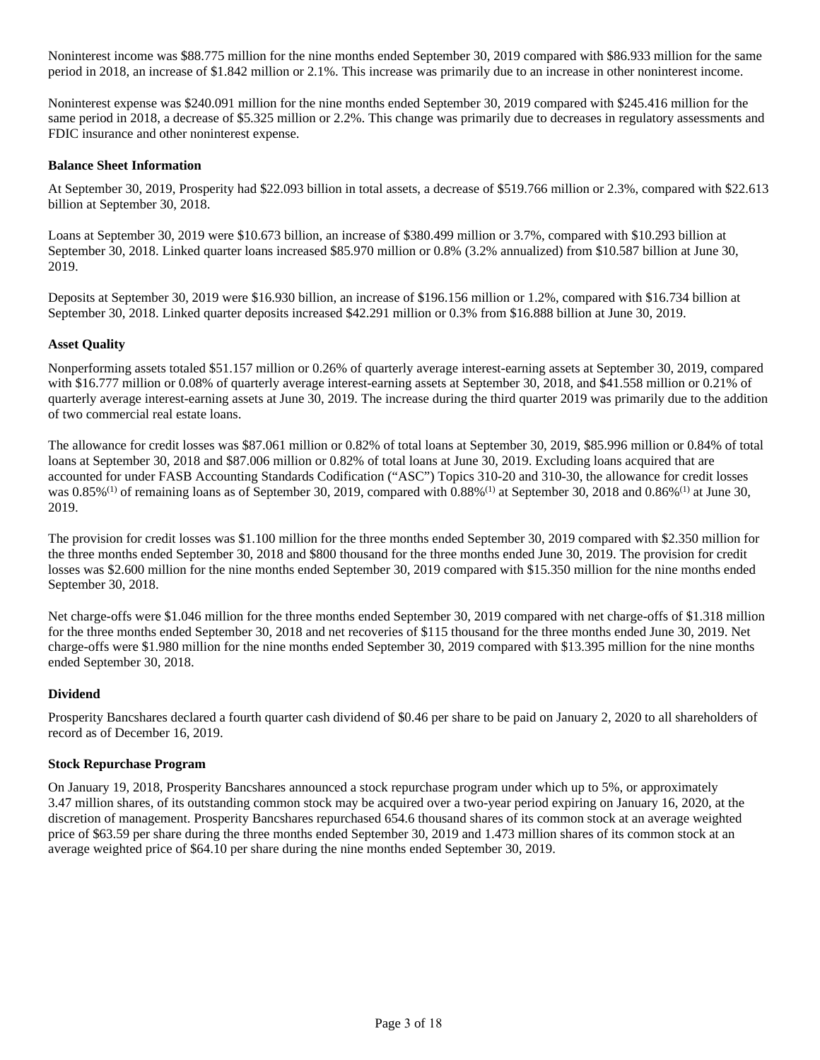Noninterest income was $88.775 million for the nine months ended September 30, 2019 compared with $86.933 million for the same period in 2018, an increase of $1.842 million or 2.1%. This increase was primarily due to an increase in other noninterest income.

Noninterest expense was $240.091 million for the nine months ended September 30, 2019 compared with $245.416 million for the same period in 2018, a decrease of $5.325 million or 2.2%. This change was primarily due to decreases in regulatory assessments and FDIC insurance and other noninterest expense.

**Balance Sheet Information**

At September 30, 2019, Prosperity had $22.093 billion in total assets, a decrease of $519.766 million or 2.3%, compared with $22.613 billion at September 30, 2018.

Loans at September 30, 2019 were $10.673 billion, an increase of $380.499 million or 3.7%, compared with $10.293 billion at September 30, 2018. Linked quarter loans increased $85.970 million or 0.8% (3.2% annualized) from $10.587 billion at June 30, 2019.

Deposits at September 30, 2019 were $16.930 billion, an increase of $196.156 million or 1.2%, compared with $16.734 billion at September 30, 2018. Linked quarter deposits increased $42.291 million or 0.3% from $16.888 billion at June 30, 2019.

**Asset Quality**

Nonperforming assets totaled $51.157 million or 0.26% of quarterly average interest-earning assets at September 30, 2019, compared with $16.777 million or 0.08% of quarterly average interest-earning assets at September 30, 2018, and $41.558 million or 0.21% of quarterly average interest-earning assets at June 30, 2019. The increase during the third quarter 2019 was primarily due to the addition of two commercial real estate loans.

The allowance for credit losses was $87.061 million or 0.82% of total loans at September 30, 2019, $85.996 million or 0.84% of total loans at September 30, 2018 and $87.006 million or 0.82% of total loans at June 30, 2019. Excluding loans acquired that are accounted for under FASB Accounting Standards Codification ("ASC") Topics 310-20 and 310-30, the allowance for credit losses was 0.85%(1) of remaining loans as of September 30, 2019, compared with 0.88%(1) at September 30, 2018 and 0.86%(1) at June 30, 2019.

The provision for credit losses was $1.100 million for the three months ended September 30, 2019 compared with $2.350 million for the three months ended September 30, 2018 and $800 thousand for the three months ended June 30, 2019. The provision for credit losses was $2.600 million for the nine months ended September 30, 2019 compared with $15.350 million for the nine months ended September 30, 2018.

Net charge-offs were $1.046 million for the three months ended September 30, 2019 compared with net charge-offs of $1.318 million for the three months ended September 30, 2018 and net recoveries of $115 thousand for the three months ended June 30, 2019. Net charge-offs were $1.980 million for the nine months ended September 30, 2019 compared with $13.395 million for the nine months ended September 30, 2018.

**Dividend**

Prosperity Bancshares declared a fourth quarter cash dividend of $0.46 per share to be paid on January 2, 2020 to all shareholders of record as of December 16, 2019.

**Stock Repurchase Program**

On January 19, 2018, Prosperity Bancshares announced a stock repurchase program under which up to 5%, or approximately 3.47 million shares, of its outstanding common stock may be acquired over a two-year period expiring on January 16, 2020, at the discretion of management. Prosperity Bancshares repurchased 654.6 thousand shares of its common stock at an average weighted price of $63.59 per share during the three months ended September 30, 2019 and 1.473 million shares of its common stock at an average weighted price of $64.10 per share during the nine months ended September 30, 2019.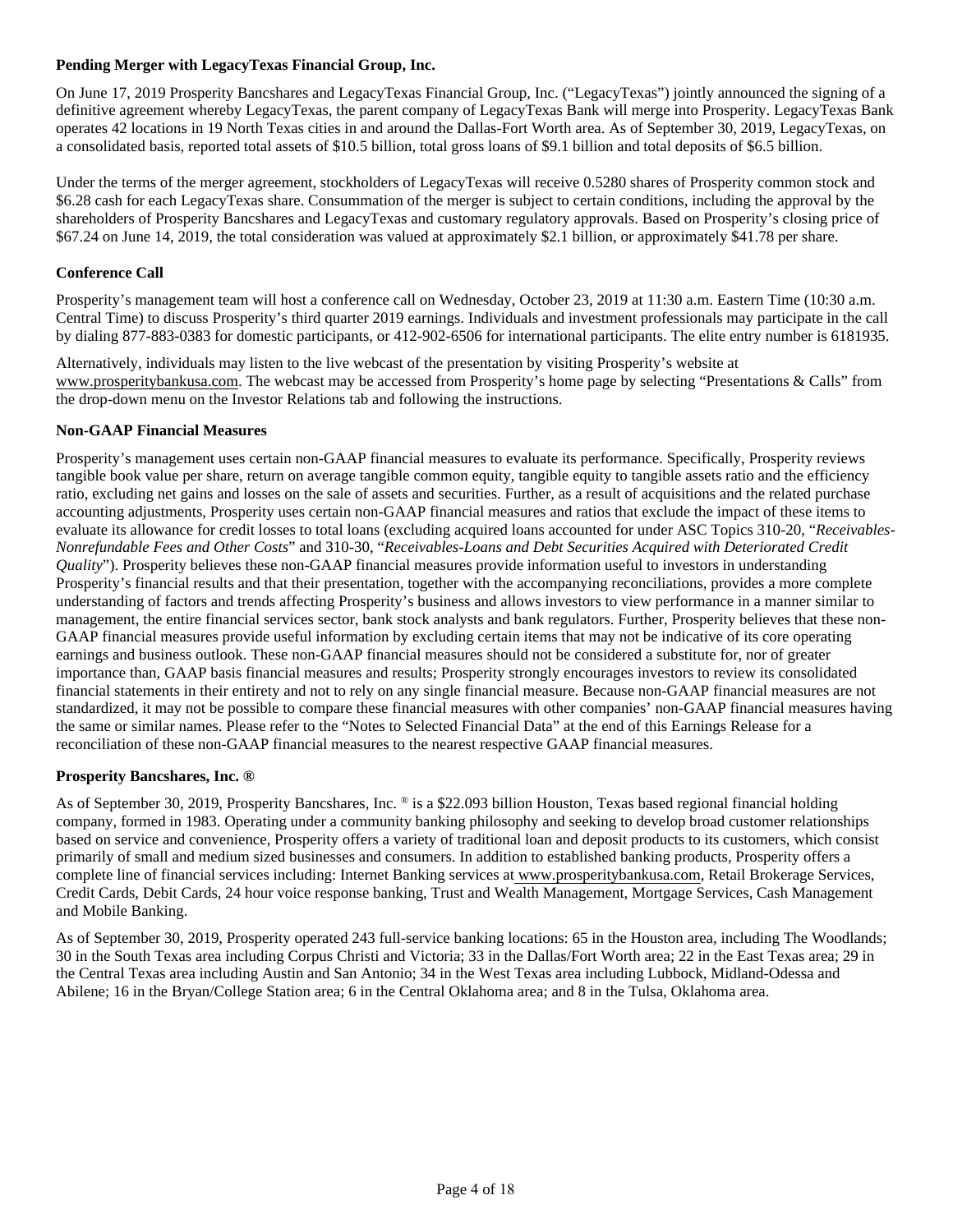**Pending Merger with LegacyTexas Financial Group, Inc.**

On June 17, 2019 Prosperity Bancshares and LegacyTexas Financial Group, Inc. ("LegacyTexas") jointly announced the signing of a definitive agreement whereby LegacyTexas, the parent company of LegacyTexas Bank will merge into Prosperity. LegacyTexas Bank operates 42 locations in 19 North Texas cities in and around the Dallas-Fort Worth area. As of September 30, 2019, LegacyTexas, on a consolidated basis, reported total assets of \$10.5 billion, total gross loans of \$9.1 billion and total deposits of \$6.5 billion.

Under the terms of the merger agreement, stockholders of LegacyTexas will receive 0.5280 shares of Prosperity common stock and \$6.28 cash for each LegacyTexas share. Consummation of the merger is subject to certain conditions, including the approval by the shareholders of Prosperity Bancshares and LegacyTexas and customary regulatory approvals. Based on Prosperity's closing price of \$67.24 on June 14, 2019, the total consideration was valued at approximately \$2.1 billion, or approximately \$41.78 per share.

**Conference Call**

Prosperity's management team will host a conference call on Wednesday, October 23, 2019 at 11:30 a.m. Eastern Time (10:30 a.m. Central Time) to discuss Prosperity's third quarter 2019 earnings. Individuals and investment professionals may participate in the call by dialing 877-883-0383 for domestic participants, or 412-902-6506 for international participants. The elite entry number is 6181935.

Alternatively, individuals may listen to the live webcast of the presentation by visiting Prosperity's website at www.prosperitybankusa.com. The webcast may be accessed from Prosperity's home page by selecting "Presentations & Calls" from the drop-down menu on the Investor Relations tab and following the instructions.

**Non-GAAP Financial Measures**

Prosperity's management uses certain non-GAAP financial measures to evaluate its performance. Specifically, Prosperity reviews tangible book value per share, return on average tangible common equity, tangible equity to tangible assets ratio and the efficiency ratio, excluding net gains and losses on the sale of assets and securities. Further, as a result of acquisitions and the related purchase accounting adjustments, Prosperity uses certain non-GAAP financial measures and ratios that exclude the impact of these items to evaluate its allowance for credit losses to total loans (excluding acquired loans accounted for under ASC Topics 310-20, "*Receivables-Nonrefundable Fees and Other Costs*" and 310-30, "*Receivables-Loans and Debt Securities Acquired with Deteriorated Credit Quality*"). Prosperity believes these non-GAAP financial measures provide information useful to investors in understanding Prosperity's financial results and that their presentation, together with the accompanying reconciliations, provides a more complete understanding of factors and trends affecting Prosperity's business and allows investors to view performance in a manner similar to management, the entire financial services sector, bank stock analysts and bank regulators. Further, Prosperity believes that these non-GAAP financial measures provide useful information by excluding certain items that may not be indicative of its core operating earnings and business outlook. These non-GAAP financial measures should not be considered a substitute for, nor of greater importance than, GAAP basis financial measures and results; Prosperity strongly encourages investors to review its consolidated financial statements in their entirety and not to rely on any single financial measure. Because non-GAAP financial measures are not standardized, it may not be possible to compare these financial measures with other companies' non-GAAP financial measures having the same or similar names. Please refer to the "Notes to Selected Financial Data" at the end of this Earnings Release for a reconciliation of these non-GAAP financial measures to the nearest respective GAAP financial measures.

**Prosperity Bancshares, Inc. ®**

As of September 30, 2019, Prosperity Bancshares, Inc. ® is a \$22.093 billion Houston, Texas based regional financial holding company, formed in 1983. Operating under a community banking philosophy and seeking to develop broad customer relationships based on service and convenience, Prosperity offers a variety of traditional loan and deposit products to its customers, which consist primarily of small and medium sized businesses and consumers. In addition to established banking products, Prosperity offers a complete line of financial services including: Internet Banking services at www.prosperitybankusa.com, Retail Brokerage Services, Credit Cards, Debit Cards, 24 hour voice response banking, Trust and Wealth Management, Mortgage Services, Cash Management and Mobile Banking.

As of September 30, 2019, Prosperity operated 243 full-service banking locations: 65 in the Houston area, including The Woodlands; 30 in the South Texas area including Corpus Christi and Victoria; 33 in the Dallas/Fort Worth area; 22 in the East Texas area; 29 in the Central Texas area including Austin and San Antonio; 34 in the West Texas area including Lubbock, Midland-Odessa and Abilene; 16 in the Bryan/College Station area; 6 in the Central Oklahoma area; and 8 in the Tulsa, Oklahoma area.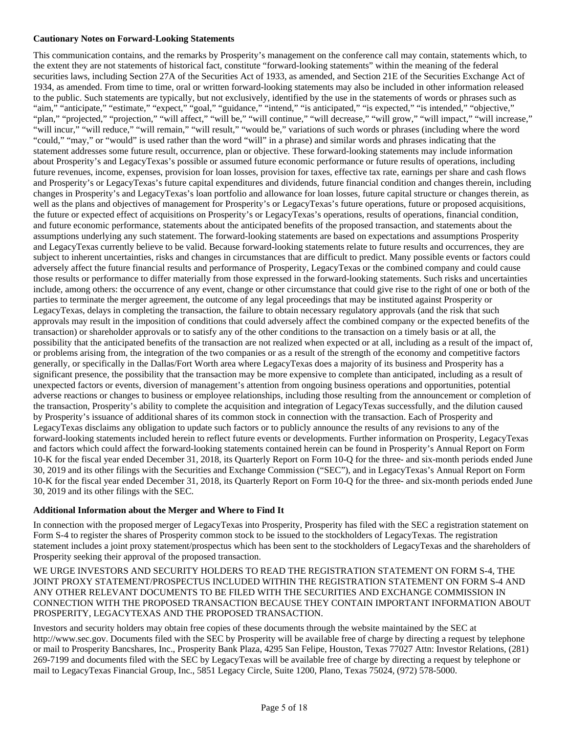**Cautionary Notes on Forward-Looking Statements**

This communication contains, and the remarks by Prosperity's management on the conference call may contain, statements which, to the extent they are not statements of historical fact, constitute "forward-looking statements" within the meaning of the federal securities laws, including Section 27A of the Securities Act of 1933, as amended, and Section 21E of the Securities Exchange Act of 1934, as amended. From time to time, oral or written forward-looking statements may also be included in other information released to the public. Such statements are typically, but not exclusively, identified by the use in the statements of words or phrases such as "aim," "anticipate," "estimate," "expect," "goal," "guidance," "intend," "is anticipated," "is expected," "is intended," "objective," "plan," "projected," "projection," "will affect," "will be," "will continue," "will decrease," "will grow," "will impact," "will increase," "will incur," "will reduce," "will remain," "will result," "would be," variations of such words or phrases (including where the word "could," "may," or "would" is used rather than the word "will" in a phrase) and similar words and phrases indicating that the statement addresses some future result, occurrence, plan or objective. These forward-looking statements may include information about Prosperity's and LegacyTexas's possible or assumed future economic performance or future results of operations, including future revenues, income, expenses, provision for loan losses, provision for taxes, effective tax rate, earnings per share and cash flows and Prosperity's or LegacyTexas's future capital expenditures and dividends, future financial condition and changes therein, including changes in Prosperity's and LegacyTexas's loan portfolio and allowance for loan losses, future capital structure or changes therein, as well as the plans and objectives of management for Prosperity's or LegacyTexas's future operations, future or proposed acquisitions, the future or expected effect of acquisitions on Prosperity's or LegacyTexas's operations, results of operations, financial condition, and future economic performance, statements about the anticipated benefits of the proposed transaction, and statements about the assumptions underlying any such statement. The forward-looking statements are based on expectations and assumptions Prosperity and LegacyTexas currently believe to be valid. Because forward-looking statements relate to future results and occurrences, they are subject to inherent uncertainties, risks and changes in circumstances that are difficult to predict. Many possible events or factors could adversely affect the future financial results and performance of Prosperity, LegacyTexas or the combined company and could cause those results or performance to differ materially from those expressed in the forward-looking statements. Such risks and uncertainties include, among others: the occurrence of any event, change or other circumstance that could give rise to the right of one or both of the parties to terminate the merger agreement, the outcome of any legal proceedings that may be instituted against Prosperity or LegacyTexas, delays in completing the transaction, the failure to obtain necessary regulatory approvals (and the risk that such approvals may result in the imposition of conditions that could adversely affect the combined company or the expected benefits of the transaction) or shareholder approvals or to satisfy any of the other conditions to the transaction on a timely basis or at all, the possibility that the anticipated benefits of the transaction are not realized when expected or at all, including as a result of the impact of, or problems arising from, the integration of the two companies or as a result of the strength of the economy and competitive factors generally, or specifically in the Dallas/Fort Worth area where LegacyTexas does a majority of its business and Prosperity has a significant presence, the possibility that the transaction may be more expensive to complete than anticipated, including as a result of unexpected factors or events, diversion of management's attention from ongoing business operations and opportunities, potential adverse reactions or changes to business or employee relationships, including those resulting from the announcement or completion of the transaction, Prosperity's ability to complete the acquisition and integration of LegacyTexas successfully, and the dilution caused by Prosperity's issuance of additional shares of its common stock in connection with the transaction. Each of Prosperity and LegacyTexas disclaims any obligation to update such factors or to publicly announce the results of any revisions to any of the forward-looking statements included herein to reflect future events or developments. Further information on Prosperity, LegacyTexas and factors which could affect the forward-looking statements contained herein can be found in Prosperity's Annual Report on Form 10-K for the fiscal year ended December 31, 2018, its Quarterly Report on Form 10-Q for the three- and six-month periods ended June 30, 2019 and its other filings with the Securities and Exchange Commission ("SEC"), and in LegacyTexas's Annual Report on Form 10-K for the fiscal year ended December 31, 2018, its Quarterly Report on Form 10-Q for the three- and six-month periods ended June 30, 2019 and its other filings with the SEC.

**Additional Information about the Merger and Where to Find It**

In connection with the proposed merger of LegacyTexas into Prosperity, Prosperity has filed with the SEC a registration statement on Form S-4 to register the shares of Prosperity common stock to be issued to the stockholders of LegacyTexas. The registration statement includes a joint proxy statement/prospectus which has been sent to the stockholders of LegacyTexas and the shareholders of Prosperity seeking their approval of the proposed transaction.

WE URGE INVESTORS AND SECURITY HOLDERS TO READ THE REGISTRATION STATEMENT ON FORM S-4, THE JOINT PROXY STATEMENT/PROSPECTUS INCLUDED WITHIN THE REGISTRATION STATEMENT ON FORM S-4 AND ANY OTHER RELEVANT DOCUMENTS TO BE FILED WITH THE SECURITIES AND EXCHANGE COMMISSION IN CONNECTION WITH THE PROPOSED TRANSACTION BECAUSE THEY CONTAIN IMPORTANT INFORMATION ABOUT PROSPERITY, LEGACYTEXAS AND THE PROPOSED TRANSACTION.

Investors and security holders may obtain free copies of these documents through the website maintained by the SEC at http://www.sec.gov. Documents filed with the SEC by Prosperity will be available free of charge by directing a request by telephone or mail to Prosperity Bancshares, Inc., Prosperity Bank Plaza, 4295 San Felipe, Houston, Texas 77027 Attn: Investor Relations, (281) 269-7199 and documents filed with the SEC by LegacyTexas will be available free of charge by directing a request by telephone or mail to LegacyTexas Financial Group, Inc., 5851 Legacy Circle, Suite 1200, Plano, Texas 75024, (972) 578-5000.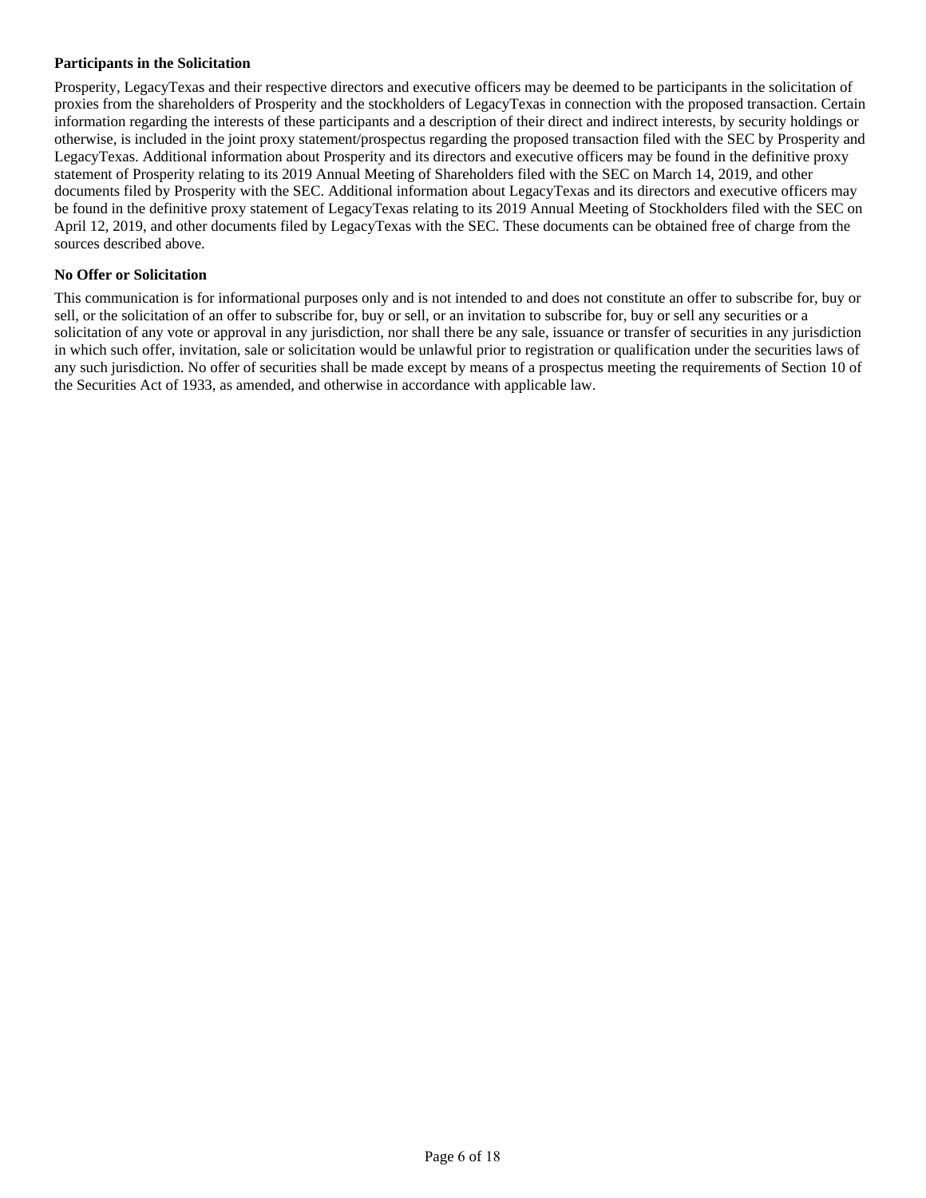**Participants in the Solicitation**

Prosperity, LegacyTexas and their respective directors and executive officers may be deemed to be participants in the solicitation of proxies from the shareholders of Prosperity and the stockholders of LegacyTexas in connection with the proposed transaction. Certain information regarding the interests of these participants and a description of their direct and indirect interests, by security holdings or otherwise, is included in the joint proxy statement/prospectus regarding the proposed transaction filed with the SEC by Prosperity and LegacyTexas. Additional information about Prosperity and its directors and executive officers may be found in the definitive proxy statement of Prosperity relating to its 2019 Annual Meeting of Shareholders filed with the SEC on March 14, 2019, and other documents filed by Prosperity with the SEC. Additional information about LegacyTexas and its directors and executive officers may be found in the definitive proxy statement of LegacyTexas relating to its 2019 Annual Meeting of Stockholders filed with the SEC on April 12, 2019, and other documents filed by LegacyTexas with the SEC. These documents can be obtained free of charge from the sources described above.

**No Offer or Solicitation**

This communication is for informational purposes only and is not intended to and does not constitute an offer to subscribe for, buy or sell, or the solicitation of an offer to subscribe for, buy or sell, or an invitation to subscribe for, buy or sell any securities or a solicitation of any vote or approval in any jurisdiction, nor shall there be any sale, issuance or transfer of securities in any jurisdiction in which such offer, invitation, sale or solicitation would be unlawful prior to registration or qualification under the securities laws of any such jurisdiction. No offer of securities shall be made except by means of a prospectus meeting the requirements of Section 10 of the Securities Act of 1933, as amended, and otherwise in accordance with applicable law.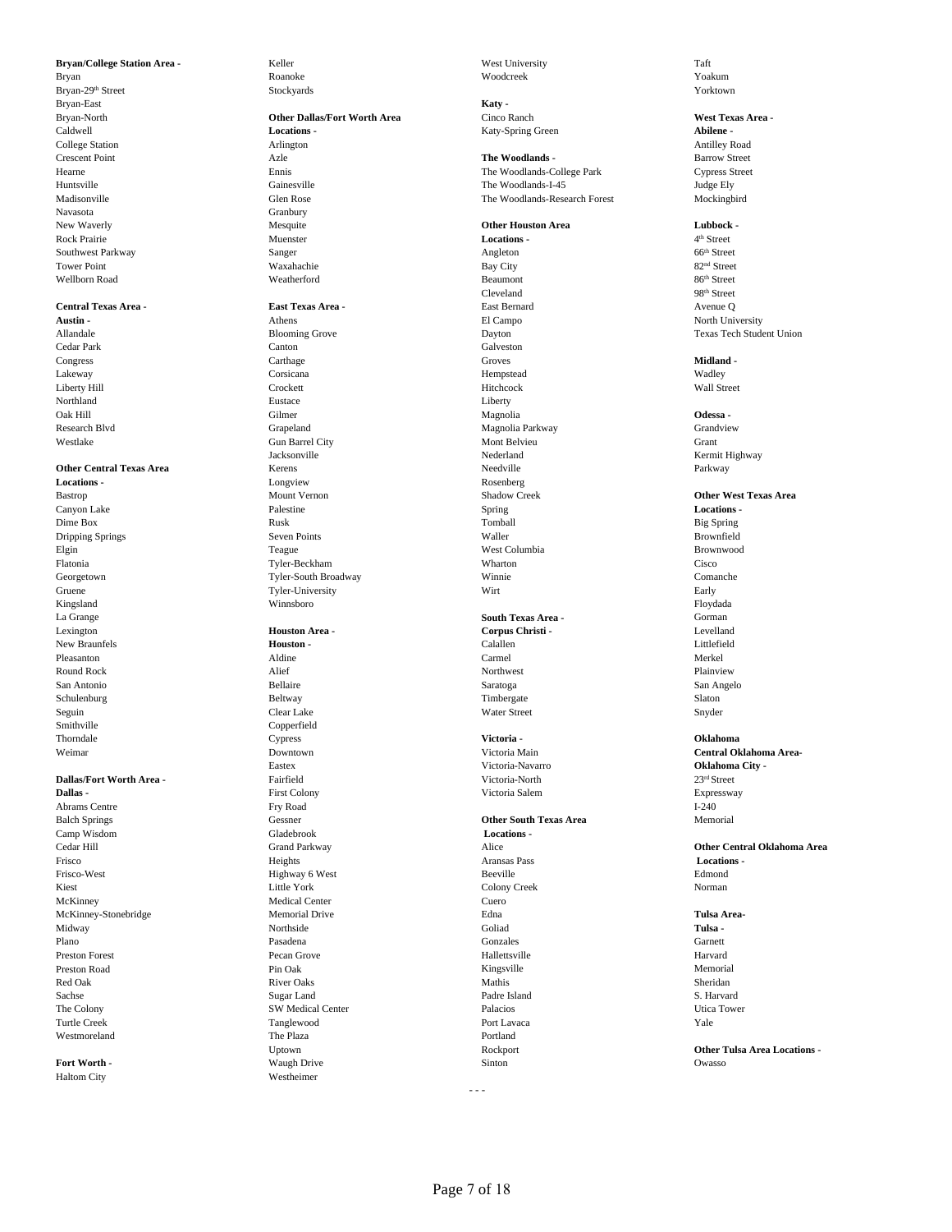**Bryan/College Station Area -**
Bryan
Bryan-29th Street
Bryan-East
Bryan-North
Caldwell
College Station
Crescent Point
Hearne
Huntsville
Madisonville
Navasota
New Waverly
Rock Prairie
Southwest Parkway
Tower Point
Wellborn Road

**Central Texas Area -**
**Austin -**
Allandale
Cedar Park
Congress
Lakeway
Liberty Hill
Northland
Oak Hill
Research Blvd
Westlake

**Other Central Texas Area Locations -**
Bastrop
Canyon Lake
Dime Box
Dripping Springs
Elgin
Flatonia
Georgetown
Gruene
Kingsland
La Grange
Lexington
New Braunfels
Pleasanton
Round Rock
San Antonio
Schulenburg
Seguin
Smithville
Thorndale
Weimar

**Dallas/Fort Worth Area -**
**Dallas -**
Abrams Centre
Balch Springs
Camp Wisdom
Cedar Hill
Frisco
Frisco-West
Kiest
McKinney
McKinney-Stonebridge
Midway
Plano
Preston Forest
Preston Road
Red Oak
Sachse
The Colony
Turtle Creek
Westmoreland

**Fort Worth -**
Haltom City
Keller
Roanoke
Stockyards

**Other Dallas/Fort Worth Area Locations -**
Arlington
Azle
Ennis
Gainesville
Glen Rose
Granbury
Mesquite
Muenster
Sanger
Waxahachie
Weatherford

**East Texas Area -**
Athens
Blooming Grove
Canton
Carthage
Corsicana
Crockett
Eustace
Gilmer
Grapeland
Gun Barrel City
Jacksonville
Kerens
Longview
Mount Vernon
Palestine
Rusk
Seven Points
Teague
Tyler-Beckham
Tyler-South Broadway
Tyler-University
Winnsboro

**Houston Area -**
**Houston -**
Aldine
Alief
Bellaire
Beltway
Clear Lake
Copperfield
Cypress
Downtown
Eastex
Fairfield
First Colony
Fry Road
Gessner
Gladebrook
Grand Parkway
Heights
Highway 6 West
Little York
Medical Center
Memorial Drive
Northside
Pasadena
Pecan Grove
Pin Oak
River Oaks
Sugar Land
SW Medical Center
Tanglewood
The Plaza
Uptown
Waugh Drive
Westheimer
West University
Woodcreek

**Katy -**
Cinco Ranch
Katy-Spring Green

**The Woodlands -**
The Woodlands-College Park
The Woodlands-I-45
The Woodlands-Research Forest

**Other Houston Area Locations -**
Angleton
Bay City
Beaumont
Cleveland
East Bernard
El Campo
Dayton
Galveston
Groves
Hempstead
Hitchcock
Liberty
Magnolia
Magnolia Parkway
Mont Belvieu
Nederland
Needville
Rosenberg
Shadow Creek
Spring
Tomball
Waller
West Columbia
Wharton
Winnie
Wirt

**South Texas Area -**
**Corpus Christi -**
Calallen
Carmel
Northwest
Saratoga
Timbergate
Water Street

**Victoria -**
Victoria Main
Victoria-Navarro
Victoria-North
Victoria Salem

**Other South Texas Area Locations -**
Alice
Aransas Pass
Beeville
Colony Creek
Cuero
Edna
Goliad
Gonzales
Hallettsville
Kingsville
Mathis
Padre Island
Palacios
Port Lavaca
Portland
Rockport
Sinton
Taft
Yoakum
Yorktown

**West Texas Area -**
**Abilene -**
Antilley Road
Barrow Street
Cypress Street
Judge Ely
Mockingbird

**Lubbock -**
4th Street
66th Street
82nd Street
86th Street
98th Street
Avenue Q
North University
Texas Tech Student Union

**Midland -**
Wadley
Wall Street

**Odessa -**
Grandview
Grant
Kermit Highway
Parkway

**Other West Texas Area Locations -**
Big Spring
Brownfield
Brownwood
Cisco
Comanche
Early
Floydada
Gorman
Levelland
Littlefield
Merkel
Plainview
San Angelo
Slaton
Snyder

**Oklahoma**
**Central Oklahoma Area-**
**Oklahoma City -**
23rd Street
Expressway
I-240
Memorial

**Other Central Oklahoma Area Locations -**
Edmond
Norman

**Tulsa Area-**
**Tulsa -**
Garnett
Harvard
Memorial
Sheridan
S. Harvard
Utica Tower
Yale

**Other Tulsa Area Locations -**
Owasso

- - -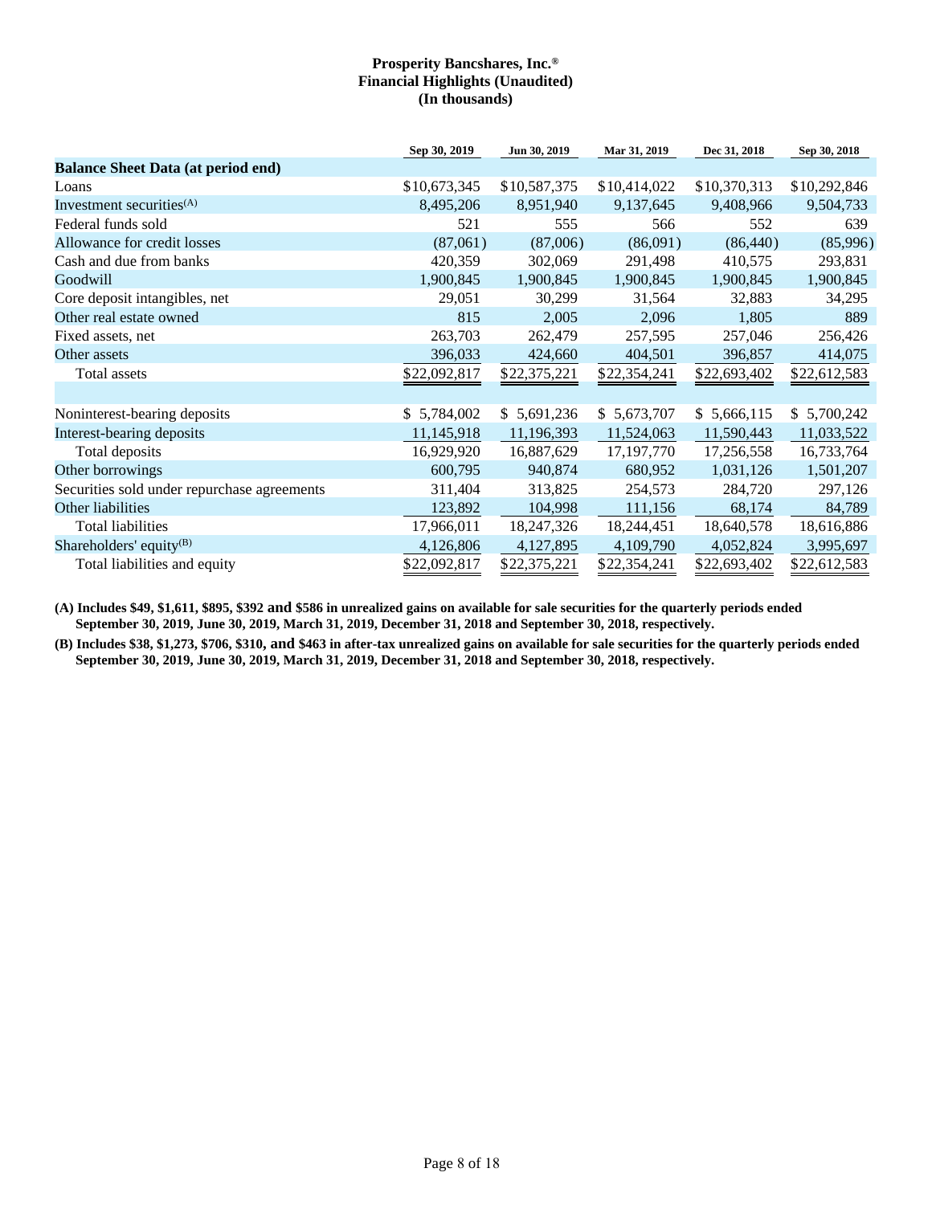**Prosperity Bancshares, Inc.®**
**Financial Highlights (Unaudited)**
**(In thousands)**

| | Sep 30, 2019 | Jun 30, 2019 | Mar 31, 2019 | Dec 31, 2018 | Sep 30, 2018 |
|---|---|---|---|---|---|
| **Balance Sheet Data (at period end)** | | | | | |
| Loans | $10,673,345 | $10,587,375 | $10,414,022 | $10,370,313 | $10,292,846 |
| Investment securities[(A)] | 8,495,206 | 8,951,940 | 9,137,645 | 9,408,966 | 9,504,733 |
| Federal funds sold | 521 | 555 | 566 | 552 | 639 |
| Allowance for credit losses | (87,061) | (87,006) | (86,091) | (86,440) | (85,996) |
| Cash and due from banks | 420,359 | 302,069 | 291,498 | 410,575 | 293,831 |
| Goodwill | 1,900,845 | 1,900,845 | 1,900,845 | 1,900,845 | 1,900,845 |
| Core deposit intangibles, net | 29,051 | 30,299 | 31,564 | 32,883 | 34,295 |
| Other real estate owned | 815 | 2,005 | 2,096 | 1,805 | 889 |
| Fixed assets, net | 263,703 | 262,479 | 257,595 | 257,046 | 256,426 |
| Other assets | 396,033 | 424,660 | 404,501 | 396,857 | 414,075 |
| Total assets | $22,092,817 | $22,375,221 | $22,354,241 | $22,693,402 | $22,612,583 |
| | | | | | |
| Noninterest-bearing deposits | $ 5,784,002 | $ 5,691,236 | $ 5,673,707 | $ 5,666,115 | $ 5,700,242 |
| Interest-bearing deposits | 11,145,918 | 11,196,393 | 11,524,063 | 11,590,443 | 11,033,522 |
| Total deposits | 16,929,920 | 16,887,629 | 17,197,770 | 17,256,558 | 16,733,764 |
| Other borrowings | 600,795 | 940,874 | 680,952 | 1,031,126 | 1,501,207 |
| Securities sold under repurchase agreements | 311,404 | 313,825 | 254,573 | 284,720 | 297,126 |
| Other liabilities | 123,892 | 104,998 | 111,156 | 68,174 | 84,789 |
| Total liabilities | 17,966,011 | 18,247,326 | 18,244,451 | 18,640,578 | 18,616,886 |
| Shareholders' equity[(B)] | 4,126,806 | 4,127,895 | 4,109,790 | 4,052,824 | 3,995,697 |
| Total liabilities and equity | $22,092,817 | $22,375,221 | $22,354,241 | $22,693,402 | $22,612,583 |

**(A) Includes $49, $1,611, $895, $392 and $586 in unrealized gains on available for sale securities for the quarterly periods ended September 30, 2019, June 30, 2019, March 31, 2019, December 31, 2018 and September 30, 2018, respectively.**

**(B) Includes $38, $1,273, $706, $310, and $463 in after-tax unrealized gains on available for sale securities for the quarterly periods ended September 30, 2019, June 30, 2019, March 31, 2019, December 31, 2018 and September 30, 2018, respectively.**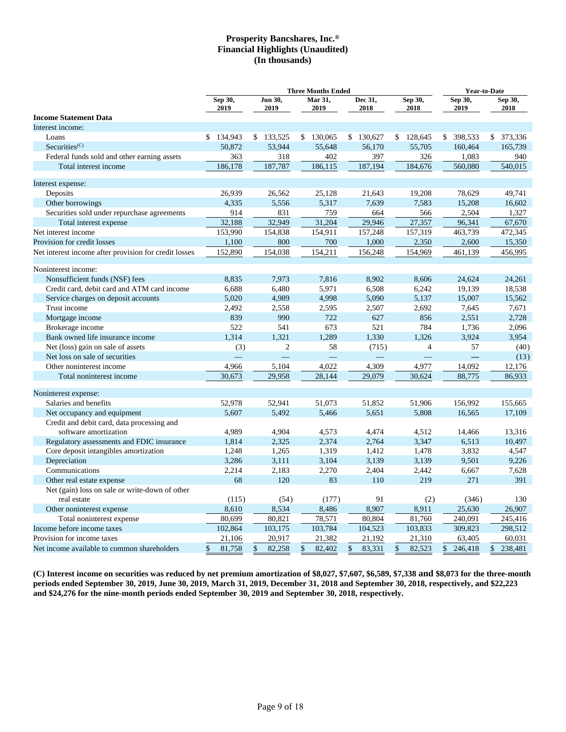# Prosperity Bancshares, Inc.®
## Financial Highlights (Unaudited)
### (In thousands)

| | Three Months Ended | | | | | Year-to-Date | |
|---|---|---|---|---|---|---|---|
| | Sep 30, 2019 | Jun 30, 2019 | Mar 31, 2019 | Dec 31, 2018 | Sep 30, 2018 | Sep 30, 2019 | Sep 30, 2018 |
| **Income Statement Data** | | | | | | | |
| Interest income: | | | | | | | |
| Loans | $ 134,943 | $ 133,525 | $ 130,065 | $ 130,627 | $ 128,645 | $ 398,533 | $ 373,336 |
| Securities(C) | 50,872 | 53,944 | 55,648 | 56,170 | 55,705 | 160,464 | 165,739 |
| Federal funds sold and other earning assets | 363 | 318 | 402 | 397 | 326 | 1,083 | 940 |
| Total interest income | 186,178 | 187,787 | 186,115 | 187,194 | 184,676 | 560,080 | 540,015 |
| Interest expense: | | | | | | | |
| Deposits | 26,939 | 26,562 | 25,128 | 21,643 | 19,208 | 78,629 | 49,741 |
| Other borrowings | 4,335 | 5,556 | 5,317 | 7,639 | 7,583 | 15,208 | 16,602 |
| Securities sold under repurchase agreements | 914 | 831 | 759 | 664 | 566 | 2,504 | 1,327 |
| Total interest expense | 32,188 | 32,949 | 31,204 | 29,946 | 27,357 | 96,341 | 67,670 |
| Net interest income | 153,990 | 154,838 | 154,911 | 157,248 | 157,319 | 463,739 | 472,345 |
| Provision for credit losses | 1,100 | 800 | 700 | 1,000 | 2,350 | 2,600 | 15,350 |
| Net interest income after provision for credit losses | 152,890 | 154,038 | 154,211 | 156,248 | 154,969 | 461,139 | 456,995 |
| Noninterest income: | | | | | | | |
| Nonsufficient funds (NSF) fees | 8,835 | 7,973 | 7,816 | 8,902 | 8,606 | 24,624 | 24,261 |
| Credit card, debit card and ATM card income | 6,688 | 6,480 | 5,971 | 6,508 | 6,242 | 19,139 | 18,538 |
| Service charges on deposit accounts | 5,020 | 4,989 | 4,998 | 5,090 | 5,137 | 15,007 | 15,562 |
| Trust income | 2,492 | 2,558 | 2,595 | 2,507 | 2,692 | 7,645 | 7,671 |
| Mortgage income | 839 | 990 | 722 | 627 | 856 | 2,551 | 2,728 |
| Brokerage income | 522 | 541 | 673 | 521 | 784 | 1,736 | 2,096 |
| Bank owned life insurance income | 1,314 | 1,321 | 1,289 | 1,330 | 1,326 | 3,924 | 3,954 |
| Net (loss) gain on sale of assets | (3) | 2 | 58 | (715) | 4 | 57 | (40) |
| Net loss on sale of securities | — | — | — | — | — | — | (13) |
| Other noninterest income | 4,966 | 5,104 | 4,022 | 4,309 | 4,977 | 14,092 | 12,176 |
| Total noninterest income | 30,673 | 29,958 | 28,144 | 29,079 | 30,624 | 88,775 | 86,933 |
| Noninterest expense: | | | | | | | |
| Salaries and benefits | 52,978 | 52,941 | 51,073 | 51,852 | 51,906 | 156,992 | 155,665 |
| Net occupancy and equipment | 5,607 | 5,492 | 5,466 | 5,651 | 5,808 | 16,565 | 17,109 |
| Credit and debit card, data processing and software amortization | 4,989 | 4,904 | 4,573 | 4,474 | 4,512 | 14,466 | 13,316 |
| Regulatory assessments and FDIC insurance | 1,814 | 2,325 | 2,374 | 2,764 | 3,347 | 6,513 | 10,497 |
| Core deposit intangibles amortization | 1,248 | 1,265 | 1,319 | 1,412 | 1,478 | 3,832 | 4,547 |
| Depreciation | 3,286 | 3,111 | 3,104 | 3,139 | 3,139 | 9,501 | 9,226 |
| Communications | 2,214 | 2,183 | 2,270 | 2,404 | 2,442 | 6,667 | 7,628 |
| Other real estate expense | 68 | 120 | 83 | 110 | 219 | 271 | 391 |
| Net (gain) loss on sale or write-down of other real estate | (115) | (54) | (177) | 91 | (2) | (346) | 130 |
| Other noninterest expense | 8,610 | 8,534 | 8,486 | 8,907 | 8,911 | 25,630 | 26,907 |
| Total noninterest expense | 80,699 | 80,821 | 78,571 | 80,804 | 81,760 | 240,091 | 245,416 |
| Income before income taxes | 102,864 | 103,175 | 103,784 | 104,523 | 103,833 | 309,823 | 298,512 |
| Provision for income taxes | 21,106 | 20,917 | 21,382 | 21,192 | 21,310 | 63,405 | 60,031 |
| Net income available to common shareholders | $ 81,758 | $ 82,258 | $ 82,402 | $ 83,331 | $ 82,523 | $ 246,418 | $ 238,481 |

**(C) Interest income on securities was reduced by net premium amortization of $8,027, $7,607, $6,589, $7,338 and $8,073 for the three-month periods ended September 30, 2019, June 30, 2019, March 31, 2019, December 31, 2018 and September 30, 2018, respectively, and $22,223 and $24,276 for the nine-month periods ended September 30, 2019 and September 30, 2018, respectively.**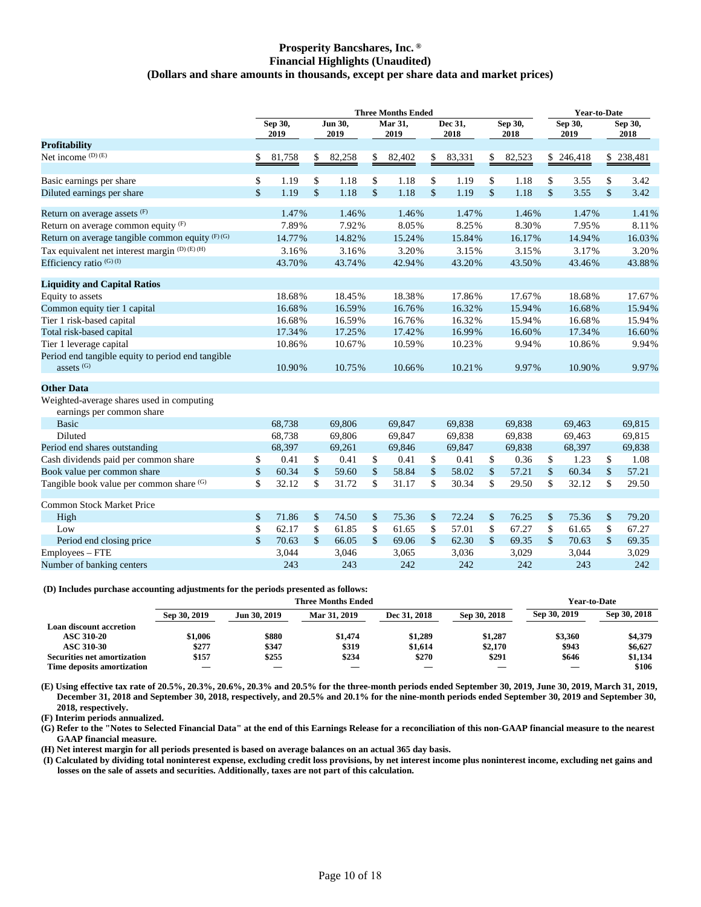# Prosperity Bancshares, Inc.®
## Financial Highlights (Unaudited)
### (Dollars and share amounts in thousands, except per share data and market prices)

| | Three Months Ended | | | | | Year-to-Date | |
|---|---|---|---|---|---|---|---|
| | Sep 30, 2019 | Jun 30, 2019 | Mar 31, 2019 | Dec 31, 2018 | Sep 30, 2018 | Sep 30, 2019 | Sep 30, 2018 |
| **Profitability** | | | | | | | |
| Net income (D) (E) | $ 81,758 | $ 82,258 | $ 82,402 | $ 83,331 | $ 82,523 | $ 246,418 | $ 238,481 |
| Basic earnings per share | $ 1.19 | $ 1.18 | $ 1.18 | $ 1.19 | $ 1.18 | $ 3.55 | $ 3.42 |
| Diluted earnings per share | $ 1.19 | $ 1.18 | $ 1.18 | $ 1.19 | $ 1.18 | $ 3.55 | $ 3.42 |
| Return on average assets (F) | 1.47% | 1.46% | 1.46% | 1.47% | 1.46% | 1.47% | 1.41% |
| Return on average common equity (F) | 7.89% | 7.92% | 8.05% | 8.25% | 8.30% | 7.95% | 8.11% |
| Return on average tangible common equity (F) (G) | 14.77% | 14.82% | 15.24% | 15.84% | 16.17% | 14.94% | 16.03% |
| Tax equivalent net interest margin (D) (E) (H) | 3.16% | 3.16% | 3.20% | 3.15% | 3.15% | 3.17% | 3.20% |
| Efficiency ratio (G) (I) | 43.70% | 43.74% | 42.94% | 43.20% | 43.50% | 43.46% | 43.88% |
| **Liquidity and Capital Ratios** | | | | | | | |
| Equity to assets | 18.68% | 18.45% | 18.38% | 17.86% | 17.67% | 18.68% | 17.67% |
| Common equity tier 1 capital | 16.68% | 16.59% | 16.76% | 16.32% | 15.94% | 16.68% | 15.94% |
| Tier 1 risk-based capital | 16.68% | 16.59% | 16.76% | 16.32% | 15.94% | 16.68% | 15.94% |
| Total risk-based capital | 17.34% | 17.25% | 17.42% | 16.99% | 16.60% | 17.34% | 16.60% |
| Tier 1 leverage capital | 10.86% | 10.67% | 10.59% | 10.23% | 9.94% | 10.86% | 9.94% |
| Period end tangible equity to period end tangible assets (G) | 10.90% | 10.75% | 10.66% | 10.21% | 9.97% | 10.90% | 9.97% |
| **Other Data** | | | | | | | |
| Weighted-average shares used in computing earnings per common share | | | | | | | |
| Basic | 68,738 | 69,806 | 69,847 | 69,838 | 69,838 | 69,463 | 69,815 |
| Diluted | 68,738 | 69,806 | 69,847 | 69,838 | 69,838 | 69,463 | 69,815 |
| Period end shares outstanding | 68,397 | 69,261 | 69,846 | 69,847 | 69,838 | 68,397 | 69,838 |
| Cash dividends paid per common share | $ 0.41 | $ 0.41 | $ 0.41 | $ 0.41 | $ 0.36 | $ 1.23 | $ 1.08 |
| Book value per common share | $ 60.34 | $ 59.60 | $ 58.84 | $ 58.02 | $ 57.21 | $ 60.34 | $ 57.21 |
| Tangible book value per common share (G) | $ 32.12 | $ 31.72 | $ 31.17 | $ 30.34 | $ 29.50 | $ 32.12 | $ 29.50 |
| Common Stock Market Price | | | | | | | |
| High | $ 71.86 | $ 74.50 | $ 75.36 | $ 72.24 | $ 76.25 | $ 75.36 | $ 79.20 |
| Low | $ 62.17 | $ 61.85 | $ 61.65 | $ 57.01 | $ 67.27 | $ 61.65 | $ 67.27 |
| Period end closing price | $ 70.63 | $ 66.05 | $ 69.06 | $ 62.30 | $ 69.35 | $ 70.63 | $ 69.35 |
| Employees – FTE | 3,044 | 3,046 | 3,065 | 3,036 | 3,029 | 3,044 | 3,029 |
| Number of banking centers | 243 | 243 | 242 | 242 | 242 | 243 | 242 |

**(D) Includes purchase accounting adjustments for the periods presented as follows:**

| | Three Months Ended | | | | | Year-to-Date | |
|---|---|---|---|---|---|---|---|
| | Sep 30, 2019 | Jun 30, 2019 | Mar 31, 2019 | Dec 31, 2018 | Sep 30, 2018 | Sep 30, 2019 | Sep 30, 2018 |
| **Loan discount accretion** | | | | | | | |
| **ASC 310-20** | $1,006 | $880 | $1,474 | $1,289 | $1,287 | $3,360 | $4,379 |
| **ASC 310-30** | $277 | $347 | $319 | $1,614 | $2,170 | $943 | $6,627 |
| **Securities net amortization** | $157 | $255 | $234 | $270 | $291 | $646 | $1,134 |
| **Time deposits amortization** | — | — | — | — | — | — | $106 |

**(E) Using effective tax rate of 20.5%, 20.3%, 20.6%, 20.3% and 20.5% for the three-month periods ended September 30, 2019, June 30, 2019, March 31, 2019, December 31, 2018 and September 30, 2018, respectively, and 20.5% and 20.1% for the nine-month periods ended September 30, 2019 and September 30, 2018, respectively.**

**(F) Interim periods annualized.**

**(G) Refer to the "Notes to Selected Financial Data" at the end of this Earnings Release for a reconciliation of this non-GAAP financial measure to the nearest GAAP financial measure.**

**(H) Net interest margin for all periods presented is based on average balances on an actual 365 day basis.**

**(I) Calculated by dividing total noninterest expense, excluding credit loss provisions, by net interest income plus noninterest income, excluding net gains and losses on the sale of assets and securities. Additionally, taxes are not part of this calculation.**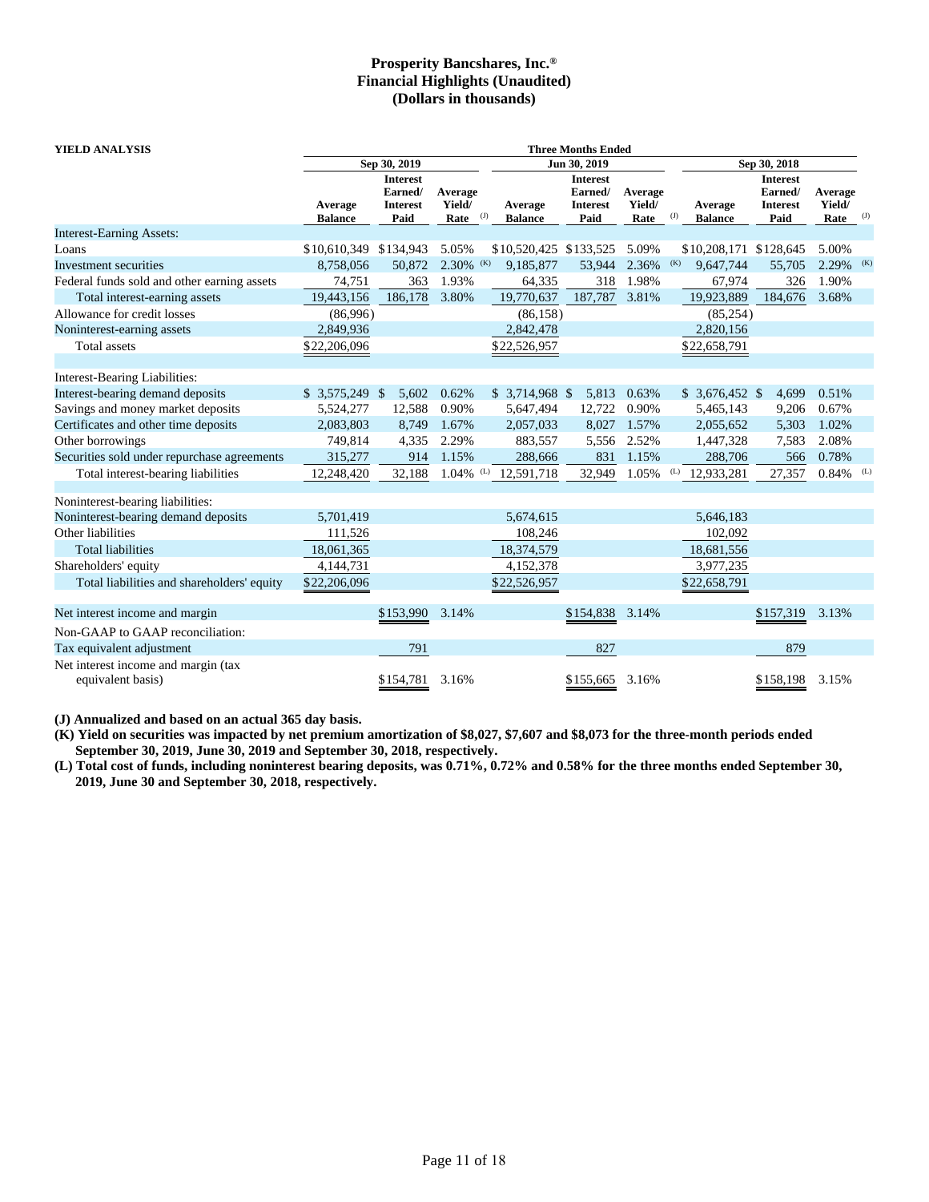# Prosperity Bancshares, Inc.®
## Financial Highlights (Unaudited)
## (Dollars in thousands)

| YIELD ANALYSIS | Three Months Ended | | | | | | | | |
|---|---|---|---|---|---|---|---|---|---|
| | Sep 30, 2019 | | | Jun 30, 2019 | | | Sep 30, 2018 | | |
| | Average Balance | Interest Earned/ Interest Paid | Average Yield/ Rate (J) | Average Balance | Interest Earned/ Interest Paid | Average Yield/ Rate (J) | Average Balance | Interest Earned/ Interest Paid | Average Yield/ Rate (J) |
| Interest-Earning Assets: | | | | | | | | | |
| Loans | $10,610,349 | $134,943 | 5.05% | $10,520,425 | $133,525 | 5.09% | $10,208,171 | $128,645 | 5.00% |
| Investment securities | 8,758,056 | 50,872 | 2.30% (K) | 9,185,877 | 53,944 | 2.36% (K) | 9,647,744 | 55,705 | 2.29% (K) |
| Federal funds sold and other earning assets | 74,751 | 363 | 1.93% | 64,335 | 318 | 1.98% | 67,974 | 326 | 1.90% |
| Total interest-earning assets | 19,443,156 | 186,178 | 3.80% | 19,770,637 | 187,787 | 3.81% | 19,923,889 | 184,676 | 3.68% |
| Allowance for credit losses | (86,996) | | | (86,158) | | | (85,254) | | |
| Noninterest-earning assets | 2,849,936 | | | 2,842,478 | | | 2,820,156 | | |
| Total assets | $22,206,096 | | | $22,526,957 | | | $22,658,791 | | |
| Interest-Bearing Liabilities: | | | | | | | | | |
| Interest-bearing demand deposits | $ 3,575,249 | $ 5,602 | 0.62% | $ 3,714,968 | $ 5,813 | 0.63% | $ 3,676,452 | $ 4,699 | 0.51% |
| Savings and money market deposits | 5,524,277 | 12,588 | 0.90% | 5,647,494 | 12,722 | 0.90% | 5,465,143 | 9,206 | 0.67% |
| Certificates and other time deposits | 2,083,803 | 8,749 | 1.67% | 2,057,033 | 8,027 | 1.57% | 2,055,652 | 5,303 | 1.02% |
| Other borrowings | 749,814 | 4,335 | 2.29% | 883,557 | 5,556 | 2.52% | 1,447,328 | 7,583 | 2.08% |
| Securities sold under repurchase agreements | 315,277 | 914 | 1.15% | 288,666 | 831 | 1.15% | 288,706 | 566 | 0.78% |
| Total interest-bearing liabilities | 12,248,420 | 32,188 | 1.04% (L) | 12,591,718 | 32,949 | 1.05% (L) | 12,933,281 | 27,357 | 0.84% (L) |
| Noninterest-bearing liabilities: | | | | | | | | | |
| Noninterest-bearing demand deposits | 5,701,419 | | | 5,674,615 | | | 5,646,183 | | |
| Other liabilities | 111,526 | | | 108,246 | | | 102,092 | | |
| Total liabilities | 18,061,365 | | | 18,374,579 | | | 18,681,556 | | |
| Shareholders' equity | 4,144,731 | | | 4,152,378 | | | 3,977,235 | | |
| Total liabilities and shareholders' equity | $22,206,096 | | | $22,526,957 | | | $22,658,791 | | |
| Net interest income and margin | | $153,990 | 3.14% | | $154,838 | 3.14% | | $157,319 | 3.13% |
| Non-GAAP to GAAP reconciliation: | | | | | | | | | |
| Tax equivalent adjustment | | 791 | | | 827 | | | 879 | |
| Net interest income and margin (tax equivalent basis) | | $154,781 | 3.16% | | $155,665 | 3.16% | | $158,198 | 3.15% |

**(J) Annualized and based on an actual 365 day basis.**

**(K) Yield on securities was impacted by net premium amortization of $8,027, $7,607 and $8,073 for the three-month periods ended September 30, 2019, June 30, 2019 and September 30, 2018, respectively.**

**(L) Total cost of funds, including noninterest bearing deposits, was 0.71%, 0.72% and 0.58% for the three months ended September 30, 2019, June 30 and September 30, 2018, respectively.**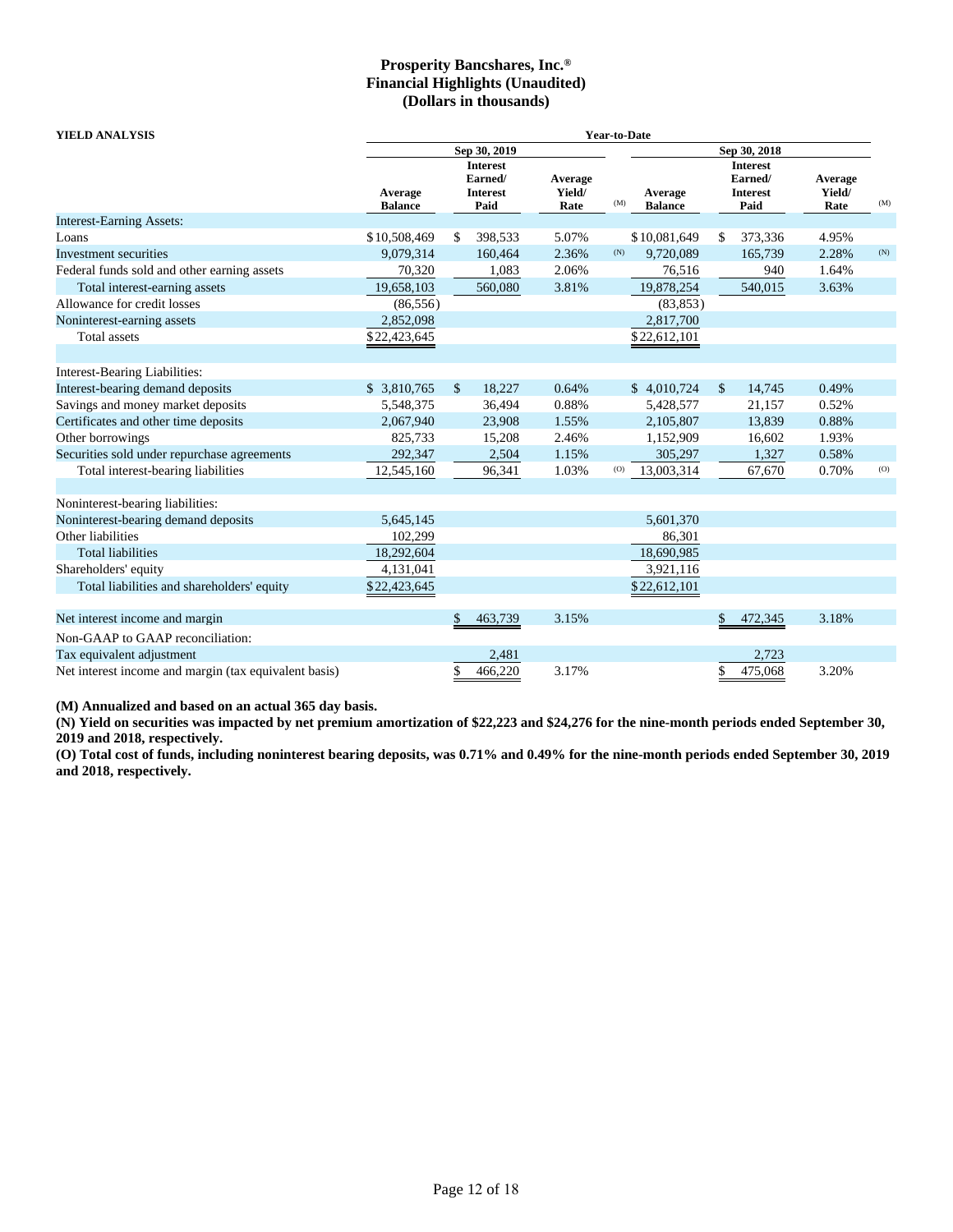# Prosperity Bancshares, Inc.®
## Financial Highlights (Unaudited)
### (Dollars in thousands)

| YIELD ANALYSIS | Year-to-Date | | | | | | | |
|---|---|---|---|---|---|---|---|---|
| | Sep 30, 2019 | | | | Sep 30, 2018 | | | |
| | Average Balance | Interest Earned/ Interest Paid | Average Yield/ Rate | (M) | Average Balance | Interest Earned/ Interest Paid | Average Yield/ Rate | (M) |
| Interest-Earning Assets: | | | | | | | | |
| Loans | $10,508,469 | $ 398,533 | 5.07% | | $10,081,649 | $ 373,336 | 4.95% | |
| Investment securities | 9,079,314 | 160,464 | 2.36% | (N) | 9,720,089 | 165,739 | 2.28% | (N) |
| Federal funds sold and other earning assets | 70,320 | 1,083 | 2.06% | | 76,516 | 940 | 1.64% | |
| Total interest-earning assets | 19,658,103 | 560,080 | 3.81% | | 19,878,254 | 540,015 | 3.63% | |
| Allowance for credit losses | (86,556) | | | | (83,853) | | | |
| Noninterest-earning assets | 2,852,098 | | | | 2,817,700 | | | |
| Total assets | $22,423,645 | | | | $22,612,101 | | | |
| Interest-Bearing Liabilities: | | | | | | | | |
| Interest-bearing demand deposits | $ 3,810,765 | $ 18,227 | 0.64% | | $ 4,010,724 | $ 14,745 | 0.49% | |
| Savings and money market deposits | 5,548,375 | 36,494 | 0.88% | | 5,428,577 | 21,157 | 0.52% | |
| Certificates and other time deposits | 2,067,940 | 23,908 | 1.55% | | 2,105,807 | 13,839 | 0.88% | |
| Other borrowings | 825,733 | 15,208 | 2.46% | | 1,152,909 | 16,602 | 1.93% | |
| Securities sold under repurchase agreements | 292,347 | 2,504 | 1.15% | | 305,297 | 1,327 | 0.58% | |
| Total interest-bearing liabilities | 12,545,160 | 96,341 | 1.03% | (O) | 13,003,314 | 67,670 | 0.70% | (O) |
| Noninterest-bearing liabilities: | | | | | | | | |
| Noninterest-bearing demand deposits | 5,645,145 | | | | 5,601,370 | | | |
| Other liabilities | 102,299 | | | | 86,301 | | | |
| Total liabilities | 18,292,604 | | | | 18,690,985 | | | |
| Shareholders' equity | 4,131,041 | | | | 3,921,116 | | | |
| Total liabilities and shareholders' equity | $22,423,645 | | | | $22,612,101 | | | |
| Net interest income and margin | | $ 463,739 | 3.15% | | | $ 472,345 | 3.18% | |
| Non-GAAP to GAAP reconciliation: | | | | | | | | |
| Tax equivalent adjustment | | 2,481 | | | | 2,723 | | |
| Net interest income and margin (tax equivalent basis) | | $ 466,220 | 3.17% | | | $ 475,068 | 3.20% | |

**(M) Annualized and based on an actual 365 day basis.**

**(N) Yield on securities was impacted by net premium amortization of $22,223 and $24,276 for the nine-month periods ended September 30, 2019 and 2018, respectively.**

**(O) Total cost of funds, including noninterest bearing deposits, was 0.71% and 0.49% for the nine-month periods ended September 30, 2019 and 2018, respectively.**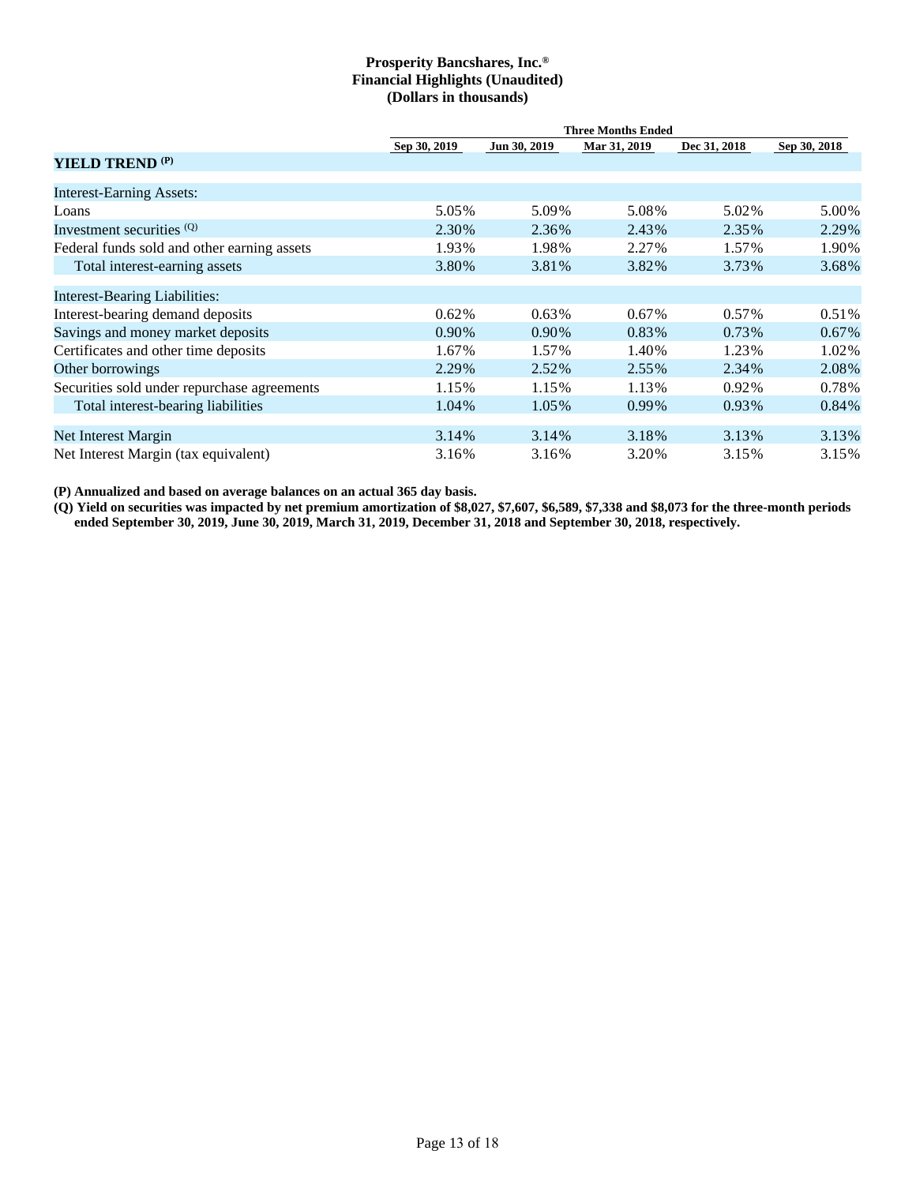**Prosperity Bancshares, Inc.®**
**Financial Highlights (Unaudited)**
**(Dollars in thousands)**

| | Three Months Ended | | | | |
|---|---|---|---|---|---|
| | Sep 30, 2019 | Jun 30, 2019 | Mar 31, 2019 | Dec 31, 2018 | Sep 30, 2018 |
| **YIELD TREND (P)** | | | | | |
| Interest-Earning Assets: | | | | | |
| Loans | 5.05% | 5.09% | 5.08% | 5.02% | 5.00% |
| Investment securities (Q) | 2.30% | 2.36% | 2.43% | 2.35% | 2.29% |
| Federal funds sold and other earning assets | 1.93% | 1.98% | 2.27% | 1.57% | 1.90% |
| Total interest-earning assets | 3.80% | 3.81% | 3.82% | 3.73% | 3.68% |
| Interest-Bearing Liabilities: | | | | | |
| Interest-bearing demand deposits | 0.62% | 0.63% | 0.67% | 0.57% | 0.51% |
| Savings and money market deposits | 0.90% | 0.90% | 0.83% | 0.73% | 0.67% |
| Certificates and other time deposits | 1.67% | 1.57% | 1.40% | 1.23% | 1.02% |
| Other borrowings | 2.29% | 2.52% | 2.55% | 2.34% | 2.08% |
| Securities sold under repurchase agreements | 1.15% | 1.15% | 1.13% | 0.92% | 0.78% |
| Total interest-bearing liabilities | 1.04% | 1.05% | 0.99% | 0.93% | 0.84% |
| Net Interest Margin | 3.14% | 3.14% | 3.18% | 3.13% | 3.13% |
| Net Interest Margin (tax equivalent) | 3.16% | 3.16% | 3.20% | 3.15% | 3.15% |

**(P) Annualized and based on average balances on an actual 365 day basis.**

**(Q) Yield on securities was impacted by net premium amortization of $8,027, $7,607, $6,589, $7,338 and $8,073 for the three-month periods ended September 30, 2019, June 30, 2019, March 31, 2019, December 31, 2018 and September 30, 2018, respectively.**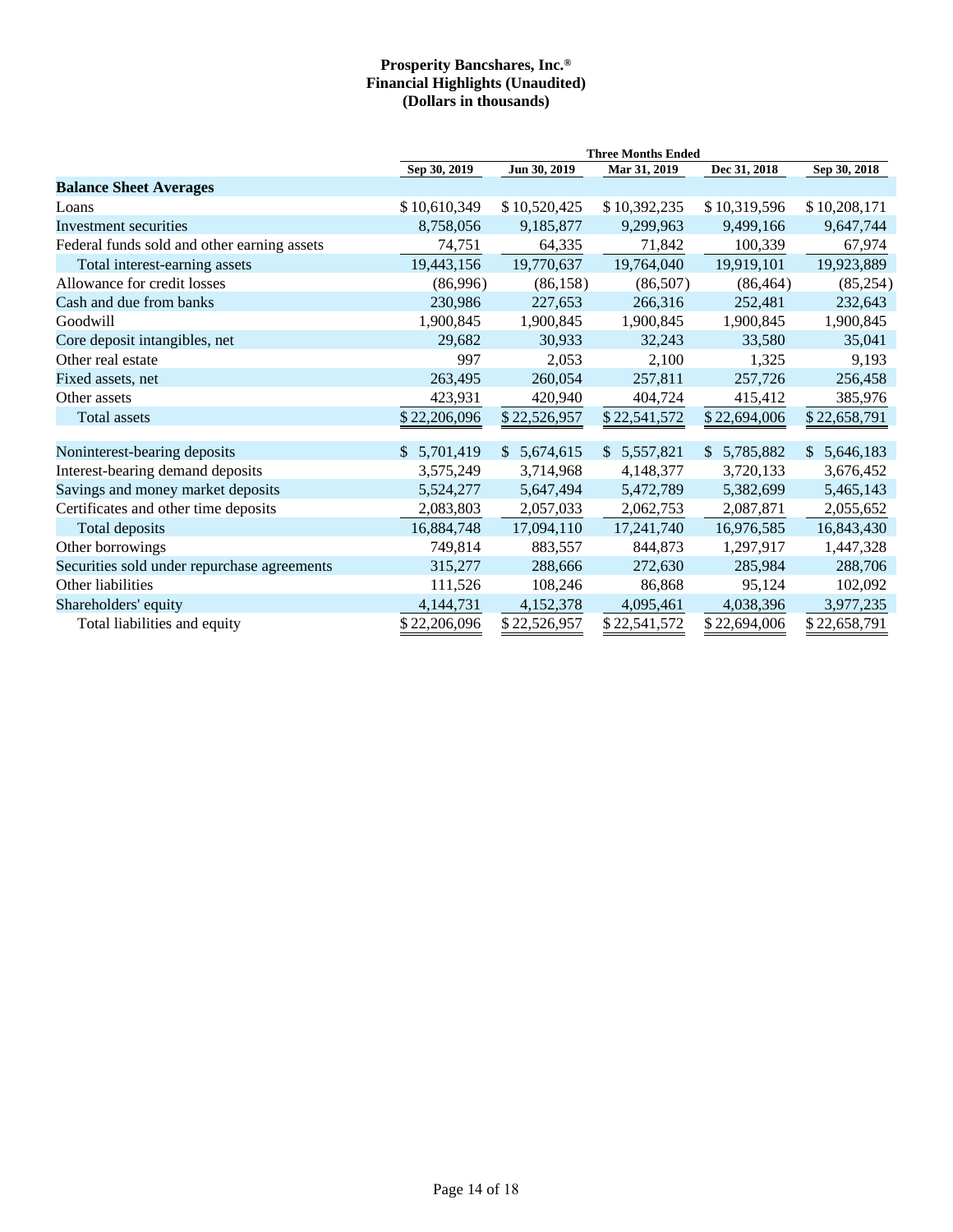**Prosperity Bancshares, Inc.®**
**Financial Highlights (Unaudited)**
**(Dollars in thousands)**

| | Three Months Ended | | | | |
|---|---|---|---|---|---|
| | Sep 30, 2019 | Jun 30, 2019 | Mar 31, 2019 | Dec 31, 2018 | Sep 30, 2018 |
| **Balance Sheet Averages** | | | | | |
| Loans | $ 10,610,349 | $ 10,520,425 | $ 10,392,235 | $ 10,319,596 | $ 10,208,171 |
| Investment securities | 8,758,056 | 9,185,877 | 9,299,963 | 9,499,166 | 9,647,744 |
| Federal funds sold and other earning assets | 74,751 | 64,335 | 71,842 | 100,339 | 67,974 |
| Total interest-earning assets | 19,443,156 | 19,770,637 | 19,764,040 | 19,919,101 | 19,923,889 |
| Allowance for credit losses | (86,996) | (86,158) | (86,507) | (86,464) | (85,254) |
| Cash and due from banks | 230,986 | 227,653 | 266,316 | 252,481 | 232,643 |
| Goodwill | 1,900,845 | 1,900,845 | 1,900,845 | 1,900,845 | 1,900,845 |
| Core deposit intangibles, net | 29,682 | 30,933 | 32,243 | 33,580 | 35,041 |
| Other real estate | 997 | 2,053 | 2,100 | 1,325 | 9,193 |
| Fixed assets, net | 263,495 | 260,054 | 257,811 | 257,726 | 256,458 |
| Other assets | 423,931 | 420,940 | 404,724 | 415,412 | 385,976 |
| Total assets | $ 22,206,096 | $ 22,526,957 | $ 22,541,572 | $ 22,694,006 | $ 22,658,791 |
| | | | | | |
| Noninterest-bearing deposits | $ 5,701,419 | $ 5,674,615 | $ 5,557,821 | $ 5,785,882 | $ 5,646,183 |
| Interest-bearing demand deposits | 3,575,249 | 3,714,968 | 4,148,377 | 3,720,133 | 3,676,452 |
| Savings and money market deposits | 5,524,277 | 5,647,494 | 5,472,789 | 5,382,699 | 5,465,143 |
| Certificates and other time deposits | 2,083,803 | 2,057,033 | 2,062,753 | 2,087,871 | 2,055,652 |
| Total deposits | 16,884,748 | 17,094,110 | 17,241,740 | 16,976,585 | 16,843,430 |
| Other borrowings | 749,814 | 883,557 | 844,873 | 1,297,917 | 1,447,328 |
| Securities sold under repurchase agreements | 315,277 | 288,666 | 272,630 | 285,984 | 288,706 |
| Other liabilities | 111,526 | 108,246 | 86,868 | 95,124 | 102,092 |
| Shareholders' equity | 4,144,731 | 4,152,378 | 4,095,461 | 4,038,396 | 3,977,235 |
| Total liabilities and equity | $ 22,206,096 | $ 22,526,957 | $ 22,541,572 | $ 22,694,006 | $ 22,658,791 |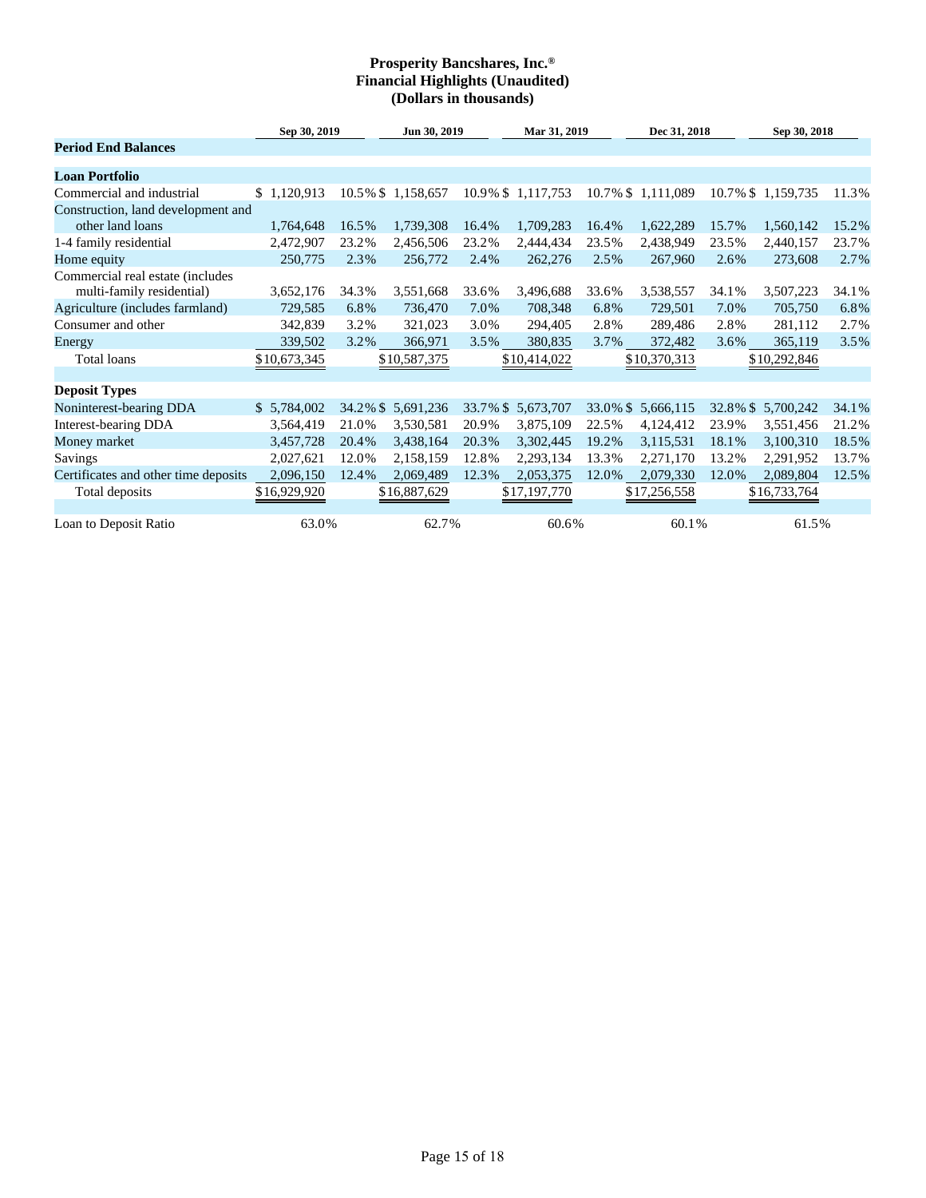**Prosperity Bancshares, Inc.®**
**Financial Highlights (Unaudited)**
**(Dollars in thousands)**

| | Sep 30, 2019 | | Jun 30, 2019 | | Mar 31, 2019 | | Dec 31, 2018 | | Sep 30, 2018 | |
|---|---|---|---|---|---|---|---|---|---|---|
| **Period End Balances** | | | | | | | | | | |
| **Loan Portfolio** | | | | | | | | | | |
| Commercial and industrial | $ 1,120,913 | 10.5% | $ 1,158,657 | 10.9% | $ 1,117,753 | 10.7% | $ 1,111,089 | 10.7% | $ 1,159,735 | 11.3% |
| Construction, land development and other land loans | 1,764,648 | 16.5% | 1,739,308 | 16.4% | 1,709,283 | 16.4% | 1,622,289 | 15.7% | 1,560,142 | 15.2% |
| 1-4 family residential | 2,472,907 | 23.2% | 2,456,506 | 23.2% | 2,444,434 | 23.5% | 2,438,949 | 23.5% | 2,440,157 | 23.7% |
| Home equity | 250,775 | 2.3% | 256,772 | 2.4% | 262,276 | 2.5% | 267,960 | 2.6% | 273,608 | 2.7% |
| Commercial real estate (includes multi-family residential) | 3,652,176 | 34.3% | 3,551,668 | 33.6% | 3,496,688 | 33.6% | 3,538,557 | 34.1% | 3,507,223 | 34.1% |
| Agriculture (includes farmland) | 729,585 | 6.8% | 736,470 | 7.0% | 708,348 | 6.8% | 729,501 | 7.0% | 705,750 | 6.8% |
| Consumer and other | 342,839 | 3.2% | 321,023 | 3.0% | 294,405 | 2.8% | 289,486 | 2.8% | 281,112 | 2.7% |
| Energy | 339,502 | 3.2% | 366,971 | 3.5% | 380,835 | 3.7% | 372,482 | 3.6% | 365,119 | 3.5% |
| Total loans | $10,673,345 | | $10,587,375 | | $10,414,022 | | $10,370,313 | | $10,292,846 | |
| **Deposit Types** | | | | | | | | | | |
| Noninterest-bearing DDA | $ 5,784,002 | 34.2% | $ 5,691,236 | 33.7% | $ 5,673,707 | 33.0% | $ 5,666,115 | 32.8% | $ 5,700,242 | 34.1% |
| Interest-bearing DDA | 3,564,419 | 21.0% | 3,530,581 | 20.9% | 3,875,109 | 22.5% | 4,124,412 | 23.9% | 3,551,456 | 21.2% |
| Money market | 3,457,728 | 20.4% | 3,438,164 | 20.3% | 3,302,445 | 19.2% | 3,115,531 | 18.1% | 3,100,310 | 18.5% |
| Savings | 2,027,621 | 12.0% | 2,158,159 | 12.8% | 2,293,134 | 13.3% | 2,271,170 | 13.2% | 2,291,952 | 13.7% |
| Certificates and other time deposits | 2,096,150 | 12.4% | 2,069,489 | 12.3% | 2,053,375 | 12.0% | 2,079,330 | 12.0% | 2,089,804 | 12.5% |
| Total deposits | $16,929,920 | | $16,887,629 | | $17,197,770 | | $17,256,558 | | $16,733,764 | |
| Loan to Deposit Ratio | 63.0% | | 62.7% | | 60.6% | | 60.1% | | 61.5% | |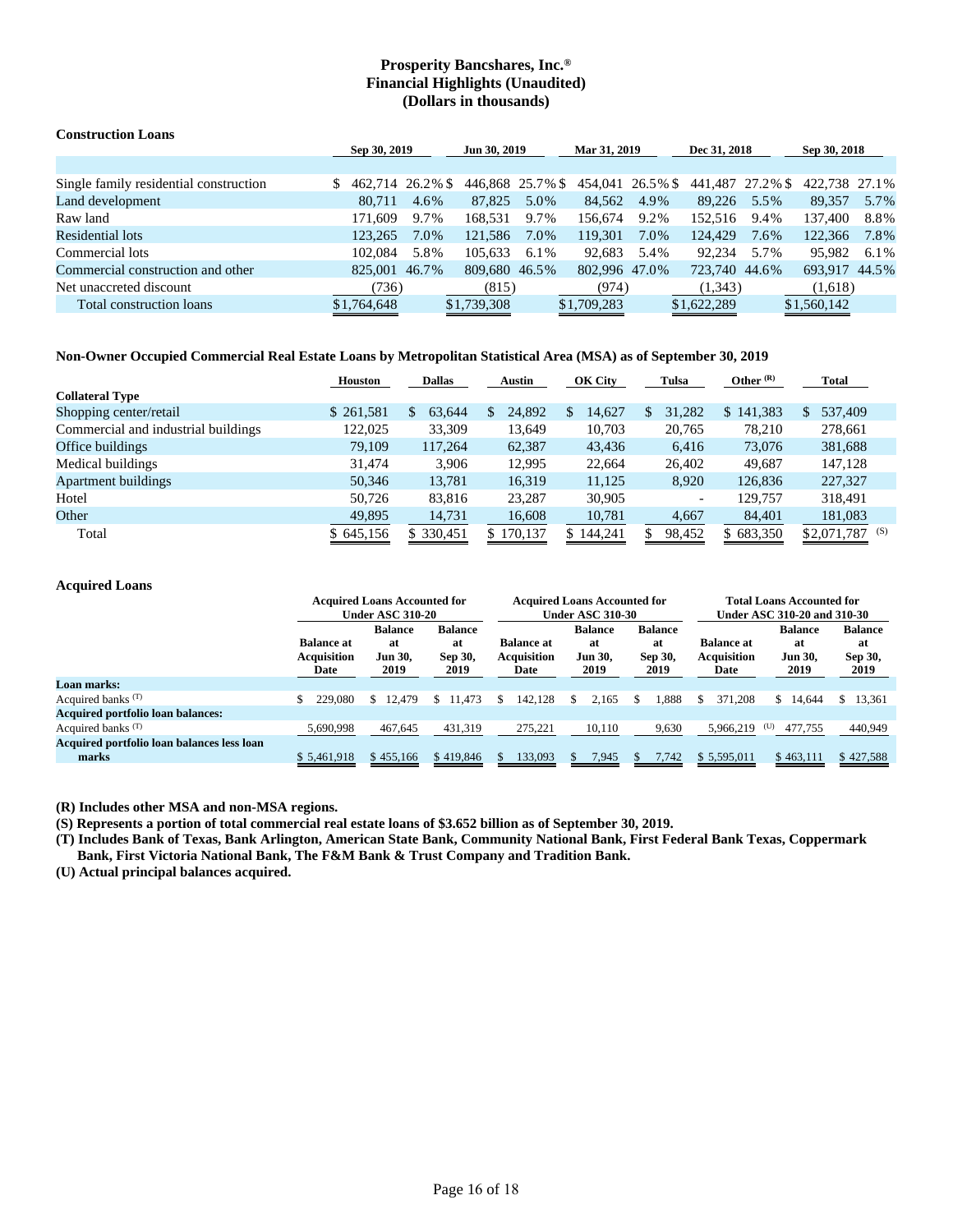**Prosperity Bancshares, Inc.®**
**Financial Highlights (Unaudited)**
**(Dollars in thousands)**

**Construction Loans**

| | Sep 30, 2019 | | Jun 30, 2019 | | Mar 31, 2019 | | Dec 31, 2018 | | Sep 30, 2018 | |
|---|---|---|---|---|---|---|---|---|---|---|
| Single family residential construction | $ 462,714 | 26.2% | $ 446,868 | 25.7% | $ 454,041 | 26.5% | $ 441,487 | 27.2% | $ 422,738 | 27.1% |
| Land development | 80,711 | 4.6% | 87,825 | 5.0% | 84,562 | 4.9% | 89,226 | 5.5% | 89,357 | 5.7% |
| Raw land | 171,609 | 9.7% | 168,531 | 9.7% | 156,674 | 9.2% | 152,516 | 9.4% | 137,400 | 8.8% |
| Residential lots | 123,265 | 7.0% | 121,586 | 7.0% | 119,301 | 7.0% | 124,429 | 7.6% | 122,366 | 7.8% |
| Commercial lots | 102,084 | 5.8% | 105,633 | 6.1% | 92,683 | 5.4% | 92,234 | 5.7% | 95,982 | 6.1% |
| Commercial construction and other | 825,001 | 46.7% | 809,680 | 46.5% | 802,996 | 47.0% | 723,740 | 44.6% | 693,917 | 44.5% |
| Net unaccreted discount | (736) | | (815) | | (974) | | (1,343) | | (1,618) | |
| Total construction loans | $1,764,648 | | $1,739,308 | | $1,709,283 | | $1,622,289 | | $1,560,142 | |

**Non-Owner Occupied Commercial Real Estate Loans by Metropolitan Statistical Area (MSA) as of September 30, 2019**

| | Houston | Dallas | Austin | OK City | Tulsa | Other (R) | Total |
|---|---|---|---|---|---|---|---|
| **Collateral Type** | | | | | | | |
| Shopping center/retail | $ 261,581 | $ 63,644 | $ 24,892 | $ 14,627 | $ 31,282 | $ 141,383 | $ 537,409 |
| Commercial and industrial buildings | 122,025 | 33,309 | 13,649 | 10,703 | 20,765 | 78,210 | 278,661 |
| Office buildings | 79,109 | 117,264 | 62,387 | 43,436 | 6,416 | 73,076 | 381,688 |
| Medical buildings | 31,474 | 3,906 | 12,995 | 22,664 | 26,402 | 49,687 | 147,128 |
| Apartment buildings | 50,346 | 13,781 | 16,319 | 11,125 | 8,920 | 126,836 | 227,327 |
| Hotel | 50,726 | 83,816 | 23,287 | 30,905 | - | 129,757 | 318,491 |
| Other | 49,895 | 14,731 | 16,608 | 10,781 | 4,667 | 84,401 | 181,083 |
| Total | $ 645,156 | $ 330,451 | $ 170,137 | $ 144,241 | $ 98,452 | $ 683,350 | $2,071,787 (S) |

**Acquired Loans**

| | Acquired Loans Accounted for Under ASC 310-20 | | | Acquired Loans Accounted for Under ASC 310-30 | | | Total Loans Accounted for Under ASC 310-20 and 310-30 | | |
|---|---|---|---|---|---|---|---|---|---|
| | Balance at Acquisition Date | Balance at Jun 30, 2019 | Balance at Sep 30, 2019 | Balance at Acquisition Date | Balance at Jun 30, 2019 | Balance at Sep 30, 2019 | Balance at Acquisition Date | Balance at Jun 30, 2019 | Balance at Sep 30, 2019 |
| **Loan marks:** | | | | | | | | | |
| Acquired banks (T) | $ 229,080 | $ 12,479 | $ 11,473 | $ 142,128 | $ 2,165 | $ 1,888 | $ 371,208 | $ 14,644 | $ 13,361 |
| **Acquired portfolio loan balances:** | | | | | | | | | |
| Acquired banks (T) | 5,690,998 | 467,645 | 431,319 | 275,221 | 10,110 | 9,630 | 5,966,219 (U) | 477,755 | 440,949 |
| **Acquired portfolio loan balances less loan marks** | $ 5,461,918 | $ 455,166 | $ 419,846 | $ 133,093 | $ 7,945 | $ 7,742 | $ 5,595,011 | $ 463,111 | $ 427,588 |

**(R) Includes other MSA and non-MSA regions.**

**(S) Represents a portion of total commercial real estate loans of $3.652 billion as of September 30, 2019.**

**(T) Includes Bank of Texas, Bank Arlington, American State Bank, Community National Bank, First Federal Bank Texas, Coppermark Bank, First Victoria National Bank, The F&M Bank & Trust Company and Tradition Bank.**

**(U) Actual principal balances acquired.**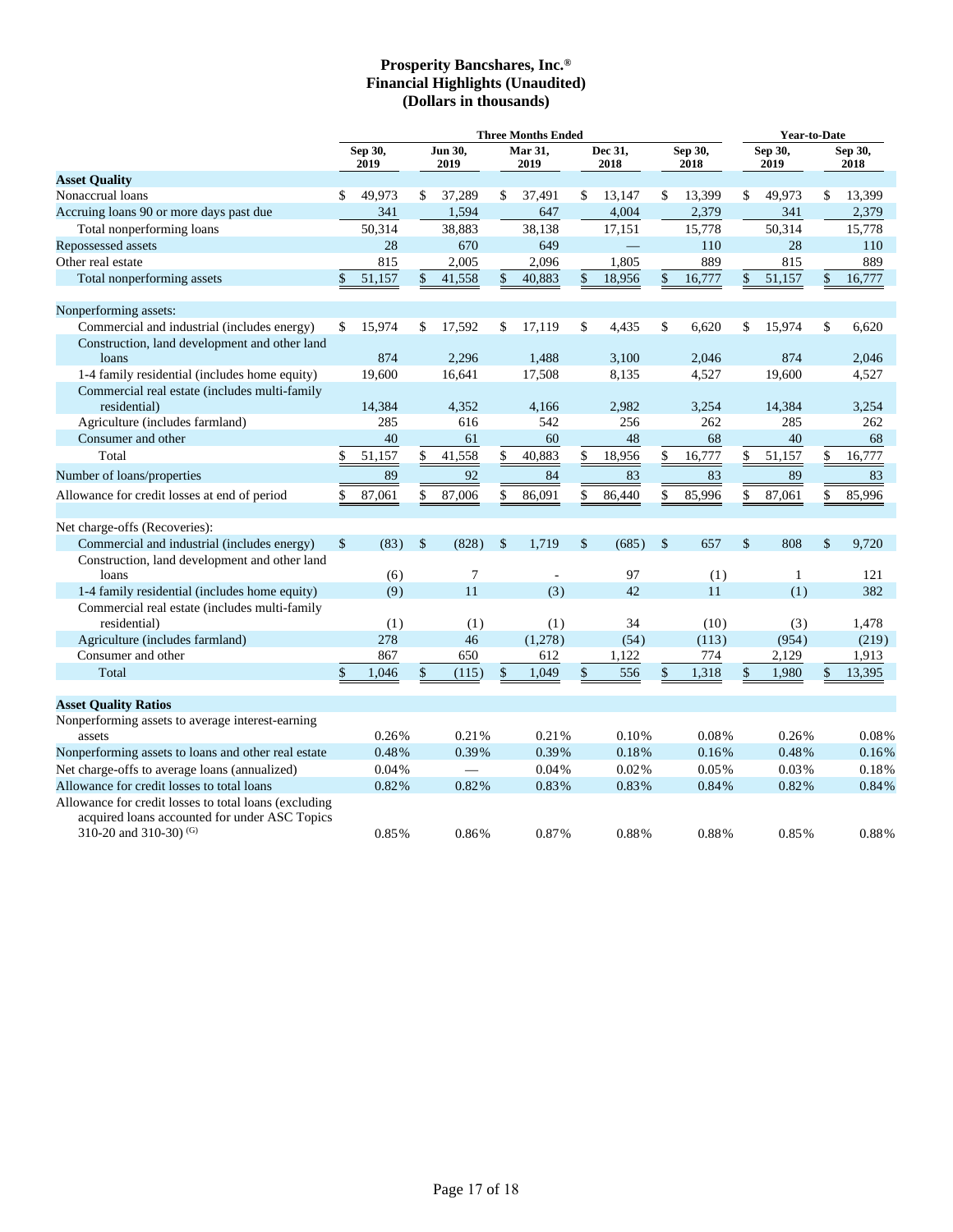# Prosperity Bancshares, Inc.®
## Financial Highlights (Unaudited)
## (Dollars in thousands)

| | Three Months Ended | | | | | Year-to-Date | |
|---|---|---|---|---|---|---|---|
| | Sep 30, 2019 | Jun 30, 2019 | Mar 31, 2019 | Dec 31, 2018 | Sep 30, 2018 | Sep 30, 2019 | Sep 30, 2018 |
| **Asset Quality** | | | | | | | |
| Nonaccrual loans | $ 49,973 | $ 37,289 | $ 37,491 | $ 13,147 | $ 13,399 | $ 49,973 | $ 13,399 |
| Accruing loans 90 or more days past due | 341 | 1,594 | 647 | 4,004 | 2,379 | 341 | 2,379 |
| Total nonperforming loans | 50,314 | 38,883 | 38,138 | 17,151 | 15,778 | 50,314 | 15,778 |
| Repossessed assets | 28 | 670 | 649 | — | 110 | 28 | 110 |
| Other real estate | 815 | 2,005 | 2,096 | 1,805 | 889 | 815 | 889 |
| Total nonperforming assets | $ 51,157 | $ 41,558 | $ 40,883 | $ 18,956 | $ 16,777 | $ 51,157 | $ 16,777 |
| | | | | | | | |
| Nonperforming assets: | | | | | | | |
| Commercial and industrial (includes energy) | $ 15,974 | $ 17,592 | $ 17,119 | $ 4,435 | $ 6,620 | $ 15,974 | $ 6,620 |
| Construction, land development and other land loans | 874 | 2,296 | 1,488 | 3,100 | 2,046 | 874 | 2,046 |
| 1-4 family residential (includes home equity) | 19,600 | 16,641 | 17,508 | 8,135 | 4,527 | 19,600 | 4,527 |
| Commercial real estate (includes multi-family residential) | 14,384 | 4,352 | 4,166 | 2,982 | 3,254 | 14,384 | 3,254 |
| Agriculture (includes farmland) | 285 | 616 | 542 | 256 | 262 | 285 | 262 |
| Consumer and other | 40 | 61 | 60 | 48 | 68 | 40 | 68 |
| Total | $ 51,157 | $ 41,558 | $ 40,883 | $ 18,956 | $ 16,777 | $ 51,157 | $ 16,777 |
| Number of loans/properties | 89 | 92 | 84 | 83 | 83 | 89 | 83 |
| Allowance for credit losses at end of period | $ 87,061 | $ 87,006 | $ 86,091 | $ 86,440 | $ 85,996 | $ 87,061 | $ 85,996 |
| | | | | | | | |
| Net charge-offs (Recoveries): | | | | | | | |
| Commercial and industrial (includes energy) | $ (83) | $ (828) | $ 1,719 | $ (685) | $ 657 | $ 808 | $ 9,720 |
| Construction, land development and other land loans | (6) | 7 | - | 97 | (1) | 1 | 121 |
| 1-4 family residential (includes home equity) | (9) | 11 | (3) | 42 | 11 | (1) | 382 |
| Commercial real estate (includes multi-family residential) | (1) | (1) | (1) | 34 | (10) | (3) | 1,478 |
| Agriculture (includes farmland) | 278 | 46 | (1,278) | (54) | (113) | (954) | (219) |
| Consumer and other | 867 | 650 | 612 | 1,122 | 774 | 2,129 | 1,913 |
| Total | $ 1,046 | $ (115) | $ 1,049 | $ 556 | $ 1,318 | $ 1,980 | $ 13,395 |
| | | | | | | | |
| **Asset Quality Ratios** | | | | | | | |
| Nonperforming assets to average interest-earning assets | 0.26% | 0.21% | 0.21% | 0.10% | 0.08% | 0.26% | 0.08% |
| Nonperforming assets to loans and other real estate | 0.48% | 0.39% | 0.39% | 0.18% | 0.16% | 0.48% | 0.16% |
| Net charge-offs to average loans (annualized) | 0.04% | — | 0.04% | 0.02% | 0.05% | 0.03% | 0.18% |
| Allowance for credit losses to total loans | 0.82% | 0.82% | 0.83% | 0.83% | 0.84% | 0.82% | 0.84% |
| Allowance for credit losses to total loans (excluding acquired loans accounted for under ASC Topics 310-20 and 310-30) (G) | 0.85% | 0.86% | 0.87% | 0.88% | 0.88% | 0.85% | 0.88% |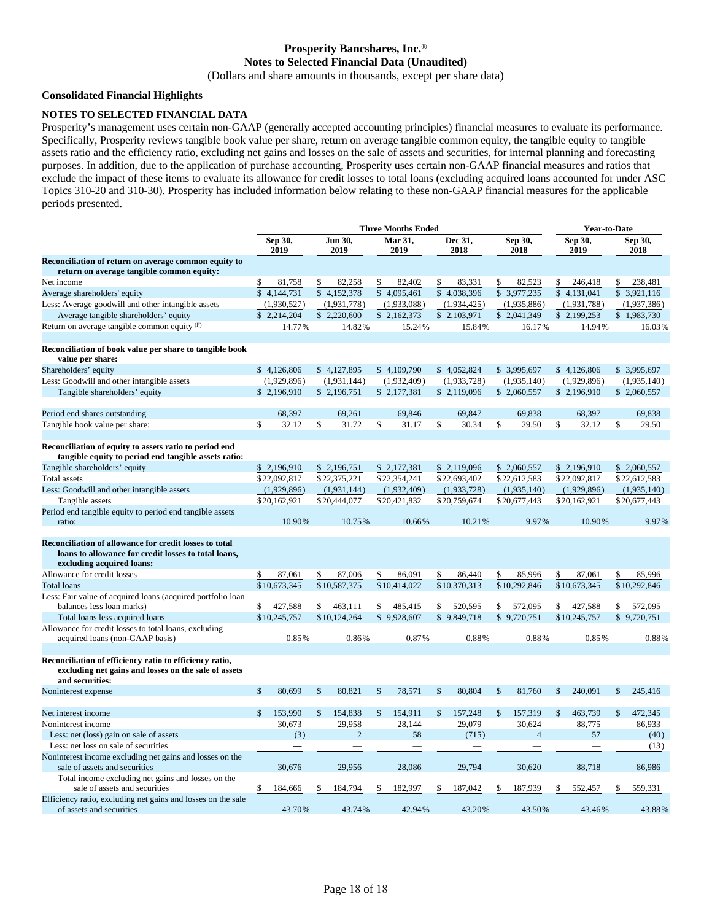# Prosperity Bancshares, Inc.®
## Notes to Selected Financial Data (Unaudited)

(Dollars and share amounts in thousands, except per share data)

### Consolidated Financial Highlights

#### NOTES TO SELECTED FINANCIAL DATA

Prosperity's management uses certain non-GAAP (generally accepted accounting principles) financial measures to evaluate its performance. Specifically, Prosperity reviews tangible book value per share, return on average tangible common equity, the tangible equity to tangible assets ratio and the efficiency ratio, excluding net gains and losses on the sale of assets and securities, for internal planning and forecasting purposes. In addition, due to the application of purchase accounting, Prosperity uses certain non-GAAP financial measures and ratios that exclude the impact of these items to evaluate its allowance for credit losses to total loans (excluding acquired loans accounted for under ASC Topics 310-20 and 310-30). Prosperity has included information below relating to these non-GAAP financial measures for the applicable periods presented.

| | Three Months Ended | | | | | Year-to-Date | |
|---|---|---|---|---|---|---|---|
| | Sep 30, 2019 | Jun 30, 2019 | Mar 31, 2019 | Dec 31, 2018 | Sep 30, 2018 | Sep 30, 2019 | Sep 30, 2018 |
| **Reconciliation of return on average common equity to return on average tangible common equity:** | | | | | | | |
| Net income | $ 81,758 | $ 82,258 | $ 82,402 | $ 83,331 | $ 82,523 | $ 246,418 | $ 238,481 |
| Average shareholders' equity | $ 4,144,731 | $ 4,152,378 | $ 4,095,461 | $ 4,038,396 | $ 3,977,235 | $ 4,131,041 | $ 3,921,116 |
| Less: Average goodwill and other intangible assets | (1,930,527) | (1,931,778) | (1,933,088) | (1,934,425) | (1,935,886) | (1,931,788) | (1,937,386) |
| Average tangible shareholders' equity | $ 2,214,204 | $ 2,220,600 | $ 2,162,373 | $ 2,103,971 | $ 2,041,349 | $ 2,199,253 | $ 1,983,730 |
| Return on average tangible common equity (F) | 14.77% | 14.82% | 15.24% | 15.84% | 16.17% | 14.94% | 16.03% |
| | | | | | | | |
| **Reconciliation of book value per share to tangible book value per share:** | | | | | | | |
| Shareholders' equity | $ 4,126,806 | $ 4,127,895 | $ 4,109,790 | $ 4,052,824 | $ 3,995,697 | $ 4,126,806 | $ 3,995,697 |
| Less: Goodwill and other intangible assets | (1,929,896) | (1,931,144) | (1,932,409) | (1,933,728) | (1,935,140) | (1,929,896) | (1,935,140) |
| Tangible shareholders' equity | $ 2,196,910 | $ 2,196,751 | $ 2,177,381 | $ 2,119,096 | $ 2,060,557 | $ 2,196,910 | $ 2,060,557 |
| | | | | | | | |
| Period end shares outstanding | 68,397 | 69,261 | 69,846 | 69,847 | 69,838 | 68,397 | 69,838 |
| Tangible book value per share: | $ 32.12 | $ 31.72 | $ 31.17 | $ 30.34 | $ 29.50 | $ 32.12 | $ 29.50 |
| | | | | | | | |
| **Reconciliation of equity to assets ratio to period end tangible equity to period end tangible assets ratio:** | | | | | | | |
| Tangible shareholders' equity | $ 2,196,910 | $ 2,196,751 | $ 2,177,381 | $ 2,119,096 | $ 2,060,557 | $ 2,196,910 | $ 2,060,557 |
| Total assets | $22,092,817 | $22,375,221 | $22,354,241 | $22,693,402 | $22,612,583 | $22,092,817 | $22,612,583 |
| Less: Goodwill and other intangible assets | (1,929,896) | (1,931,144) | (1,932,409) | (1,933,728) | (1,935,140) | (1,929,896) | (1,935,140) |
| Tangible assets | $20,162,921 | $20,444,077 | $20,421,832 | $20,759,674 | $20,677,443 | $20,162,921 | $20,677,443 |
| Period end tangible equity to period end tangible assets ratio: | 10.90% | 10.75% | 10.66% | 10.21% | 9.97% | 10.90% | 9.97% |
| | | | | | | | |
| **Reconciliation of allowance for credit losses to total loans to allowance for credit losses to total loans, excluding acquired loans:** | | | | | | | |
| Allowance for credit losses | $ 87,061 | $ 87,006 | $ 86,091 | $ 86,440 | $ 85,996 | $ 87,061 | $ 85,996 |
| Total loans | $10,673,345 | $10,587,375 | $10,414,022 | $10,370,313 | $10,292,846 | $10,673,345 | $10,292,846 |
| Less: Fair value of acquired loans (acquired portfolio loan balances less loan marks) | $ 427,588 | $ 463,111 | $ 485,415 | $ 520,595 | $ 572,095 | $ 427,588 | $ 572,095 |
| Total loans less acquired loans | $10,245,757 | $10,124,264 | $ 9,928,607 | $ 9,849,718 | $ 9,720,751 | $10,245,757 | $ 9,720,751 |
| Allowance for credit losses to total loans, excluding acquired loans (non-GAAP basis) | 0.85% | 0.86% | 0.87% | 0.88% | 0.88% | 0.85% | 0.88% |
| | | | | | | | |
| **Reconciliation of efficiency ratio to efficiency ratio, excluding net gains and losses on the sale of assets and securities:** | | | | | | | |
| Noninterest expense | $ 80,699 | $ 80,821 | $ 78,571 | $ 80,804 | $ 81,760 | $ 240,091 | $ 245,416 |
| | | | | | | | |
| Net interest income | $ 153,990 | $ 154,838 | $ 154,911 | $ 157,248 | $ 157,319 | $ 463,739 | $ 472,345 |
| Noninterest income | 30,673 | 29,958 | 28,144 | 29,079 | 30,624 | 88,775 | 86,933 |
| Less: net (loss) gain on sale of assets | (3) | 2 | 58 | (715) | 4 | 57 | (40) |
| Less: net loss on sale of securities | — | — | — | — | — | — | (13) |
| Noninterest income excluding net gains and losses on the sale of assets and securities | 30,676 | 29,956 | 28,086 | 29,794 | 30,620 | 88,718 | 86,986 |
| Total income excluding net gains and losses on the sale of assets and securities | $ 184,666 | $ 184,794 | $ 182,997 | $ 187,042 | $ 187,939 | $ 552,457 | $ 559,331 |
| Efficiency ratio, excluding net gains and losses on the sale of assets and securities | 43.70% | 43.74% | 42.94% | 43.20% | 43.50% | 43.46% | 43.88% |